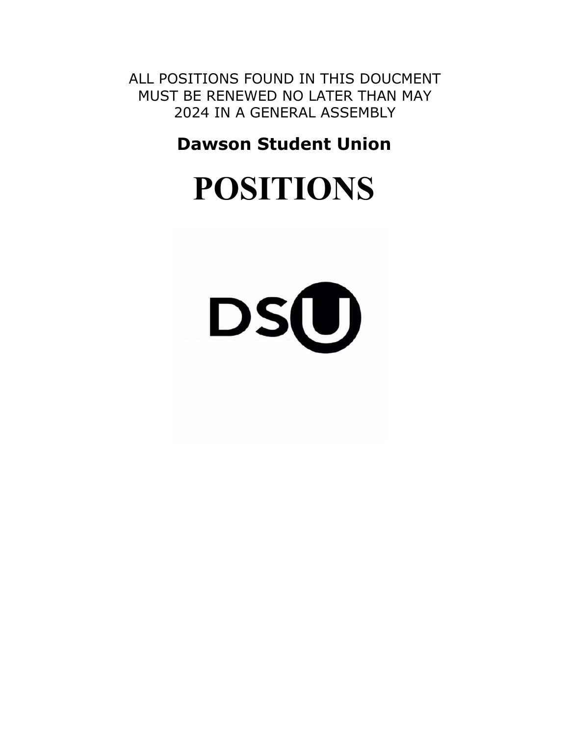ALL POSITIONS FOUND IN THIS DOUCMENT MUST BE RENEWED NO LATER THAN MAY 2024 IN A GENERAL ASSEMBLY

**Dawson Student Union**

# POSITIONS

DSU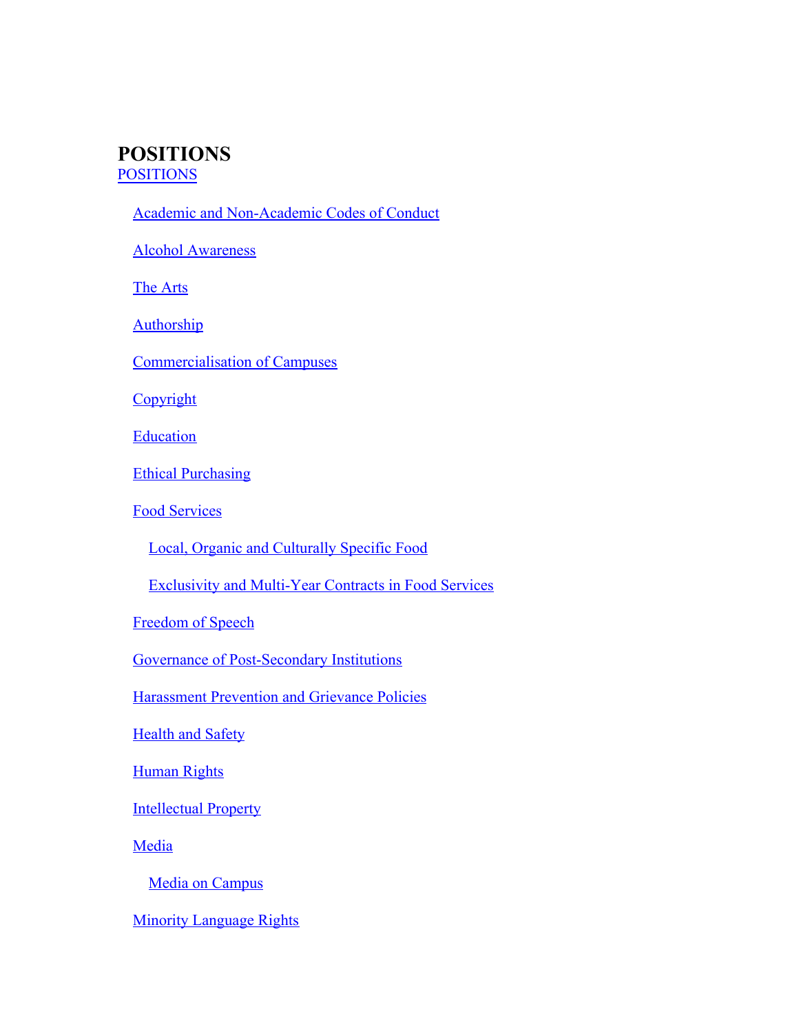# POSITIONS

POSITIONS

- Academic and Non-Academic Codes of Conduct
- Alcohol Awareness
- The Arts
- Authorship
- Commercialisation of Campuses
- Copyright
- Education
- Ethical Purchasing
- Food Services
  - Local, Organic and Culturally Specific Food
  - Exclusivity and Multi-Year Contracts in Food Services
- Freedom of Speech
- Governance of Post-Secondary Institutions
- Harassment Prevention and Grievance Policies
- Health and Safety
- Human Rights
- Intellectual Property
- Media
  - Media on Campus
- Minority Language Rights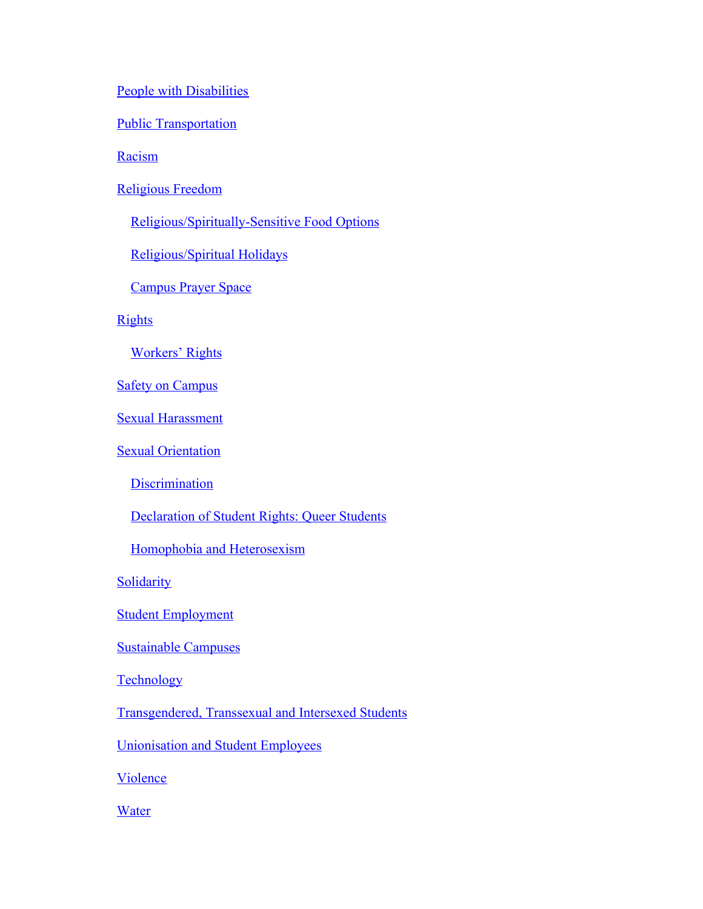- People with Disabilities
- Public Transportation
- Racism
- Religious Freedom
  - Religious/Spiritually-Sensitive Food Options
  - Religious/Spiritual Holidays
  - Campus Prayer Space
- Rights
  - Workers' Rights
- Safety on Campus
- Sexual Harassment
- Sexual Orientation
  - Discrimination
  - Declaration of Student Rights: Queer Students
  - Homophobia and Heterosexism
- Solidarity
- Student Employment
- Sustainable Campuses
- Technology
- Transgendered, Transsexual and Intersexed Students
- Unionisation and Student Employees
- Violence
- Water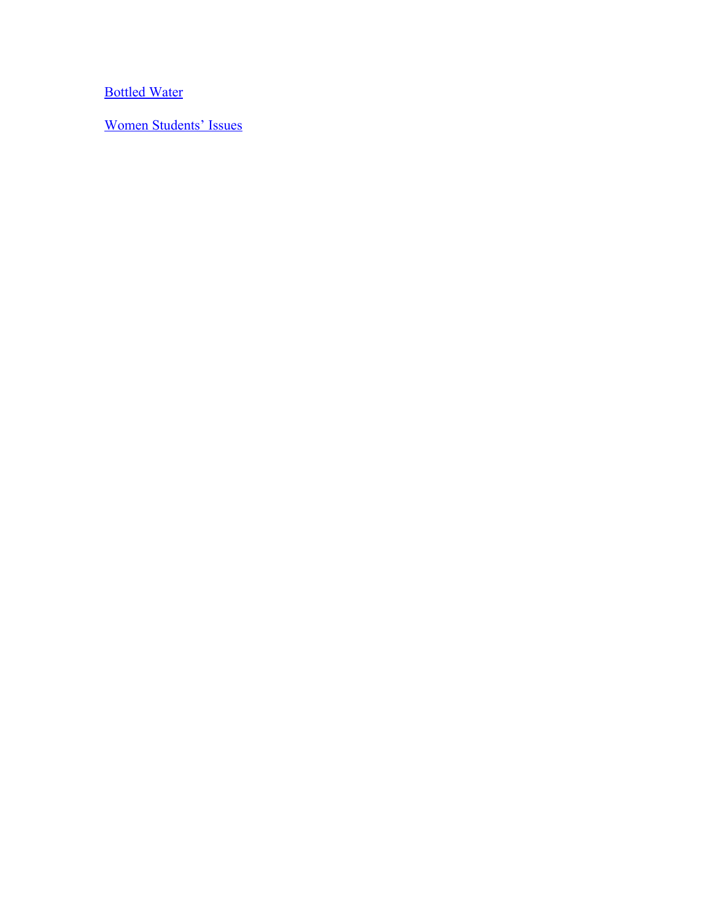[Bottled Water]

[Women Students' Issues]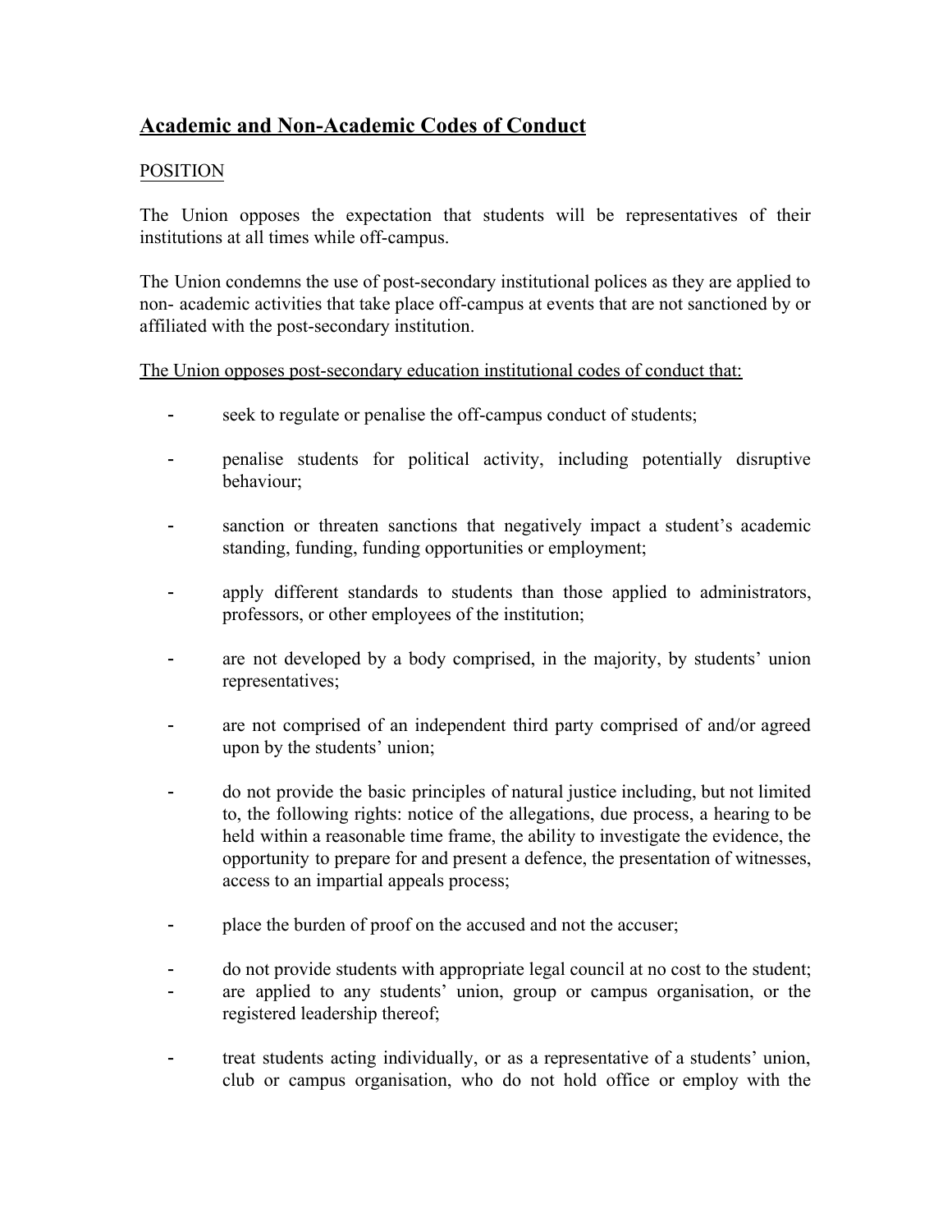## Academic and Non-Academic Codes of Conduct

POSITION

The Union opposes the expectation that students will be representatives of their institutions at all times while off-campus.

The Union condemns the use of post-secondary institutional polices as they are applied to non- academic activities that take place off-campus at events that are not sanctioned by or affiliated with the post-secondary institution.

The Union opposes post-secondary education institutional codes of conduct that:

- seek to regulate or penalise the off-campus conduct of students;
- penalise students for political activity, including potentially disruptive behaviour;
- sanction or threaten sanctions that negatively impact a student's academic standing, funding, funding opportunities or employment;
- apply different standards to students than those applied to administrators, professors, or other employees of the institution;
- are not developed by a body comprised, in the majority, by students' union representatives;
- are not comprised of an independent third party comprised of and/or agreed upon by the students' union;
- do not provide the basic principles of natural justice including, but not limited to, the following rights: notice of the allegations, due process, a hearing to be held within a reasonable time frame, the ability to investigate the evidence, the opportunity to prepare for and present a defence, the presentation of witnesses, access to an impartial appeals process;
- place the burden of proof on the accused and not the accuser;
- do not provide students with appropriate legal council at no cost to the student;
- are applied to any students' union, group or campus organisation, or the registered leadership thereof;
- treat students acting individually, or as a representative of a students' union, club or campus organisation, who do not hold office or employ with the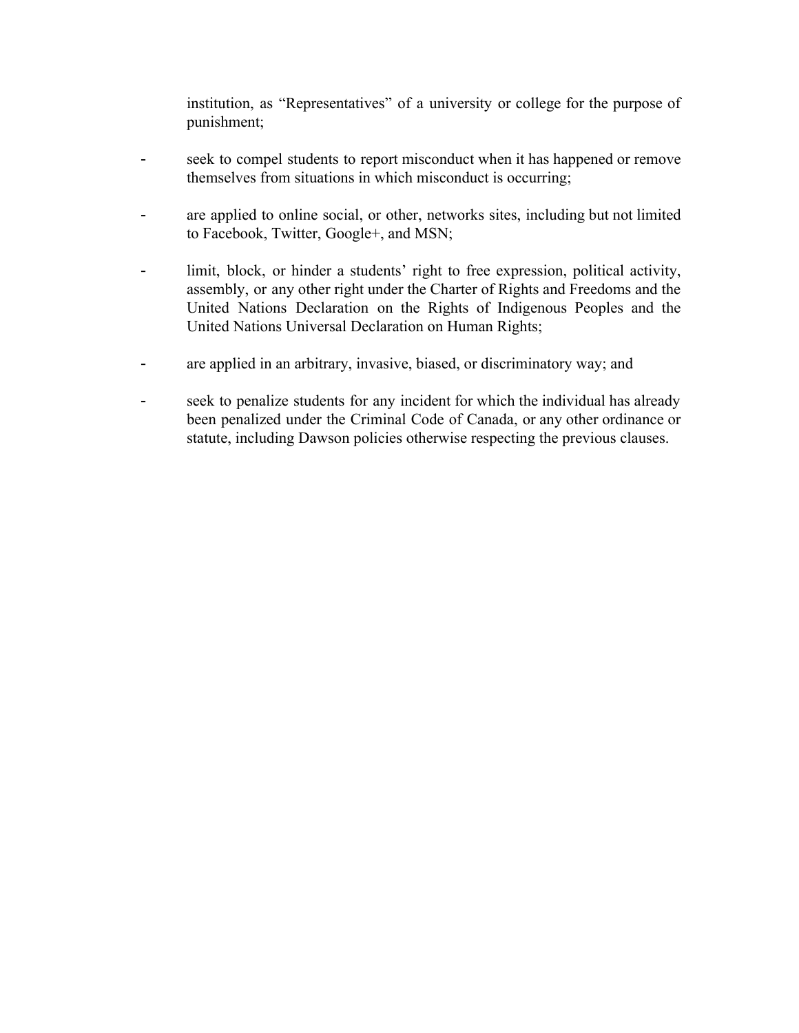institution, as "Representatives" of a university or college for the purpose of punishment;

- seek to compel students to report misconduct when it has happened or remove themselves from situations in which misconduct is occurring;

- are applied to online social, or other, networks sites, including but not limited to Facebook, Twitter, Google+, and MSN;

- limit, block, or hinder a students' right to free expression, political activity, assembly, or any other right under the Charter of Rights and Freedoms and the United Nations Declaration on the Rights of Indigenous Peoples and the United Nations Universal Declaration on Human Rights;

- are applied in an arbitrary, invasive, biased, or discriminatory way; and

- seek to penalize students for any incident for which the individual has already been penalized under the Criminal Code of Canada, or any other ordinance or statute, including Dawson policies otherwise respecting the previous clauses.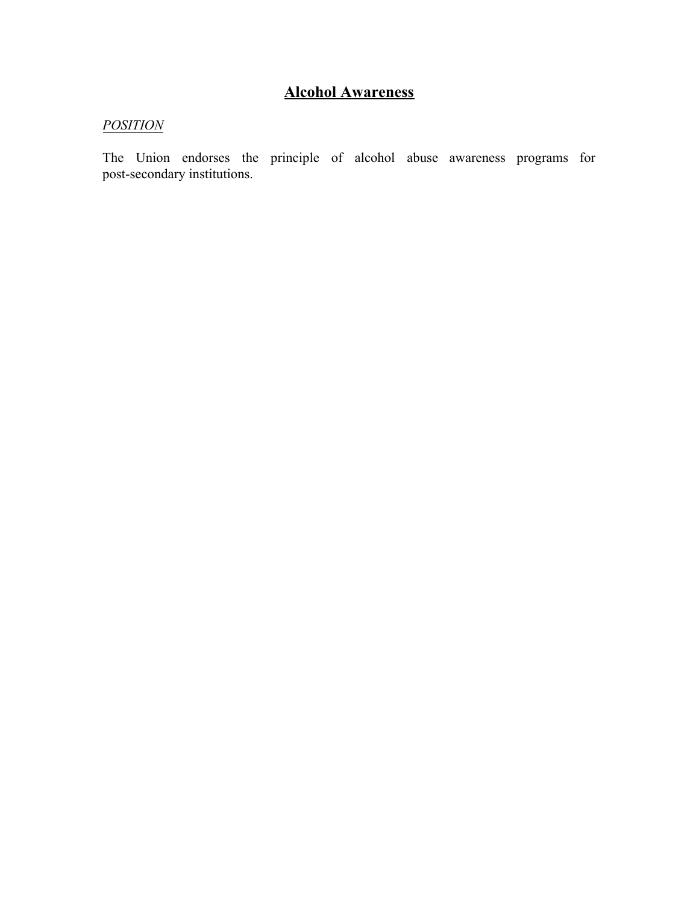# Alcohol Awareness

*POSITION*

The Union endorses the principle of alcohol abuse awareness programs for post-secondary institutions.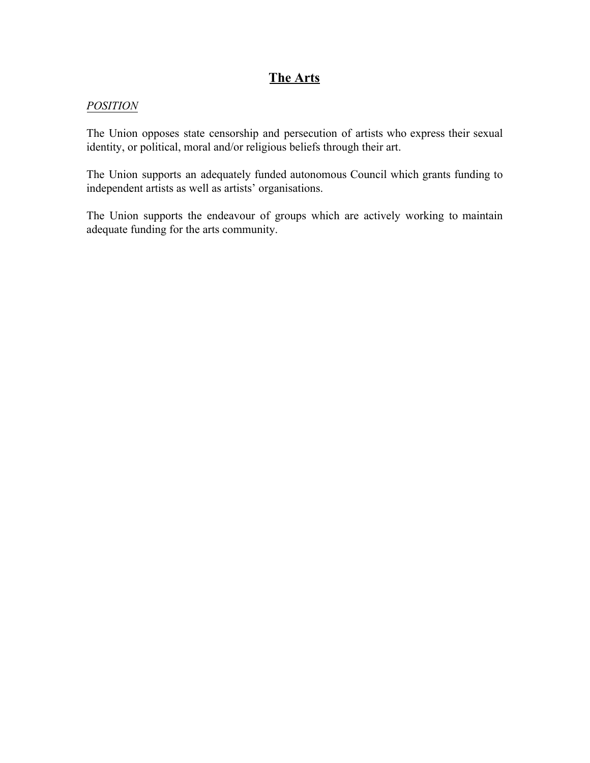# The Arts

*POSITION*

The Union opposes state censorship and persecution of artists who express their sexual identity, or political, moral and/or religious beliefs through their art.

The Union supports an adequately funded autonomous Council which grants funding to independent artists as well as artists' organisations.

The Union supports the endeavour of groups which are actively working to maintain adequate funding for the arts community.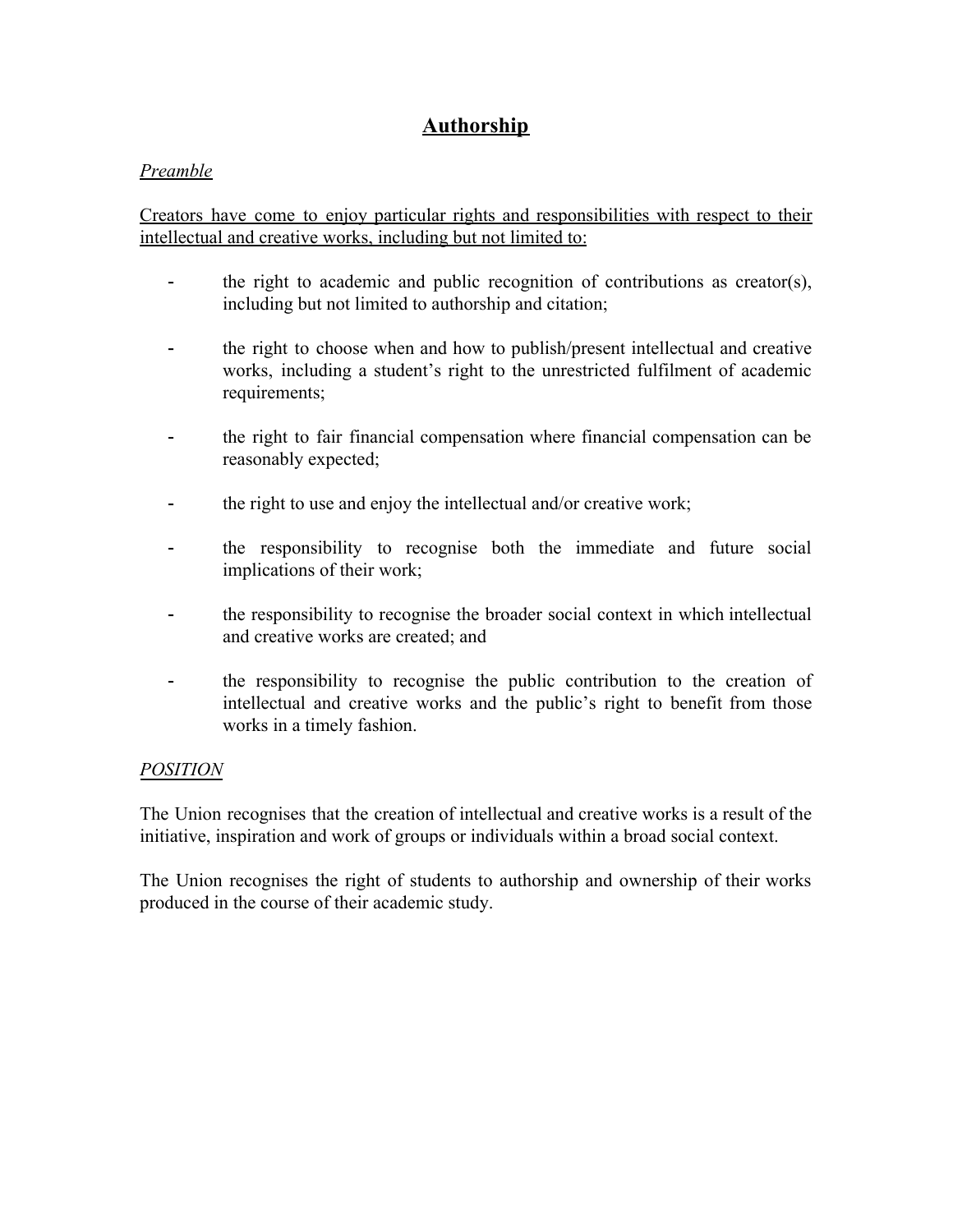# Authorship

*Preamble*

Creators have come to enjoy particular rights and responsibilities with respect to their intellectual and creative works, including but not limited to:

- the right to academic and public recognition of contributions as creator(s), including but not limited to authorship and citation;
- the right to choose when and how to publish/present intellectual and creative works, including a student's right to the unrestricted fulfilment of academic requirements;
- the right to fair financial compensation where financial compensation can be reasonably expected;
- the right to use and enjoy the intellectual and/or creative work;
- the responsibility to recognise both the immediate and future social implications of their work;
- the responsibility to recognise the broader social context in which intellectual and creative works are created; and
- the responsibility to recognise the public contribution to the creation of intellectual and creative works and the public's right to benefit from those works in a timely fashion.

*POSITION*

The Union recognises that the creation of intellectual and creative works is a result of the initiative, inspiration and work of groups or individuals within a broad social context.

The Union recognises the right of students to authorship and ownership of their works produced in the course of their academic study.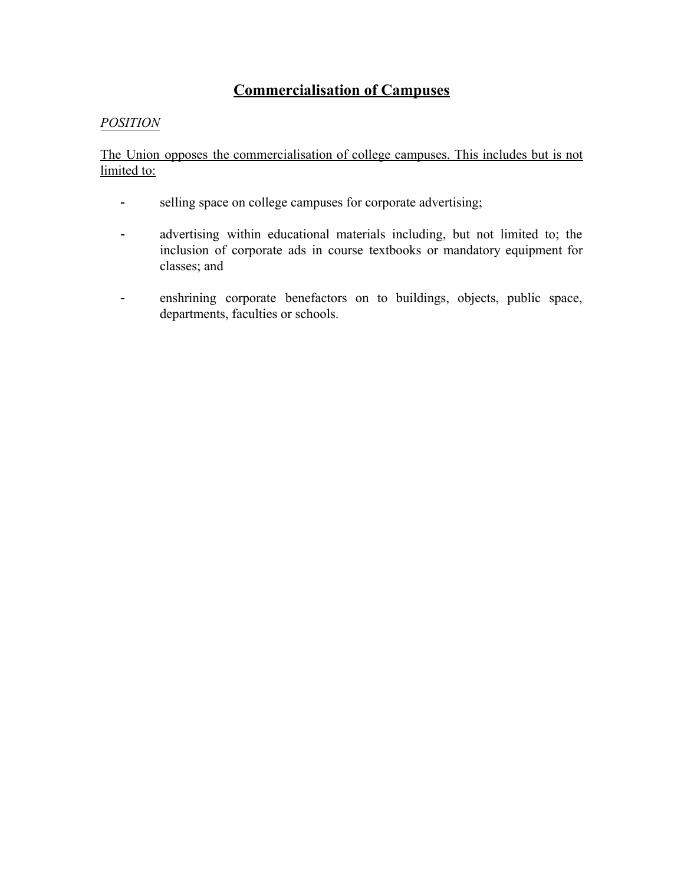# Commercialisation of Campuses

*POSITION*

The Union opposes the commercialisation of college campuses. This includes but is not limited to:

- selling space on college campuses for corporate advertising;
- advertising within educational materials including, but not limited to; the inclusion of corporate ads in course textbooks or mandatory equipment for classes; and
- enshrining corporate benefactors on to buildings, objects, public space, departments, faculties or schools.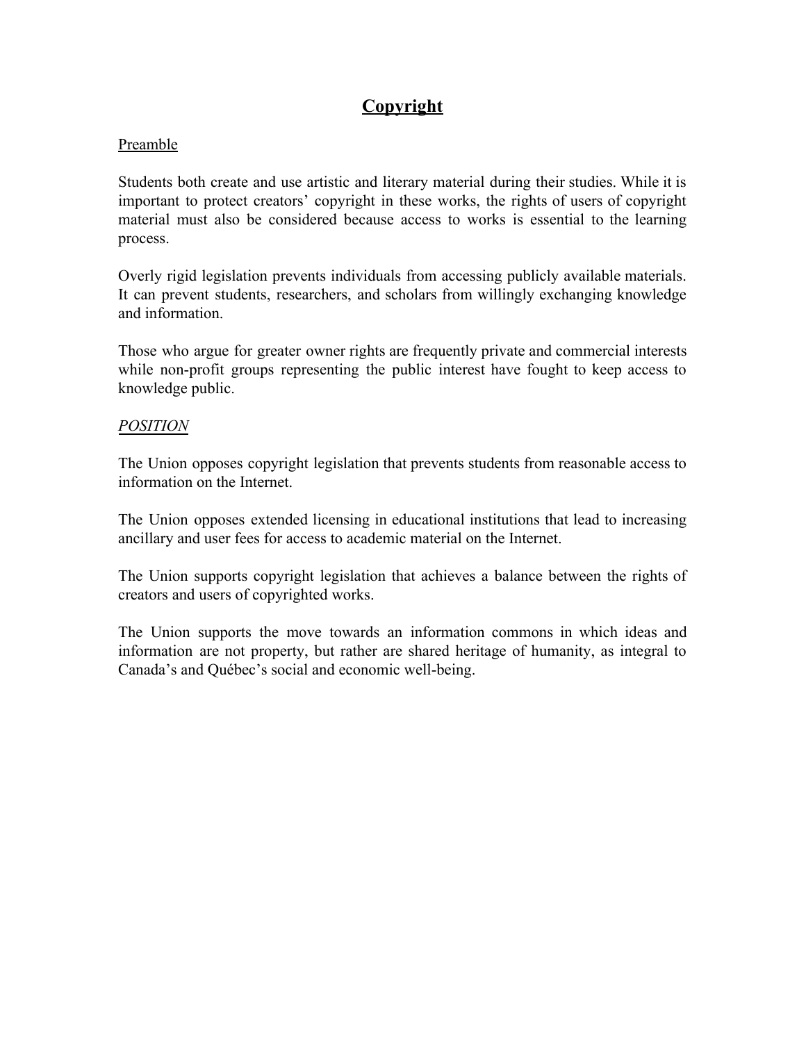# Copyright

Preamble

Students both create and use artistic and literary material during their studies. While it is important to protect creators' copyright in these works, the rights of users of copyright material must also be considered because access to works is essential to the learning process.

Overly rigid legislation prevents individuals from accessing publicly available materials. It can prevent students, researchers, and scholars from willingly exchanging knowledge and information.

Those who argue for greater owner rights are frequently private and commercial interests while non-profit groups representing the public interest have fought to keep access to knowledge public.

*POSITION*

The Union opposes copyright legislation that prevents students from reasonable access to information on the Internet.

The Union opposes extended licensing in educational institutions that lead to increasing ancillary and user fees for access to academic material on the Internet.

The Union supports copyright legislation that achieves a balance between the rights of creators and users of copyrighted works.

The Union supports the move towards an information commons in which ideas and information are not property, but rather are shared heritage of humanity, as integral to Canada's and Québec's social and economic well-being.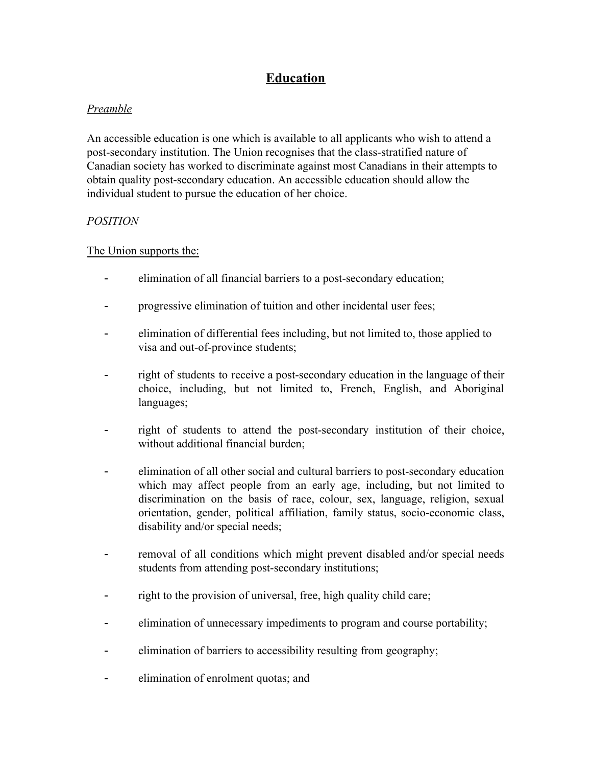# Education

*Preamble*

An accessible education is one which is available to all applicants who wish to attend a post-secondary institution. The Union recognises that the class-stratified nature of Canadian society has worked to discriminate against most Canadians in their attempts to obtain quality post-secondary education. An accessible education should allow the individual student to pursue the education of her choice.

*POSITION*

The Union supports the:

- elimination of all financial barriers to a post-secondary education;
- progressive elimination of tuition and other incidental user fees;
- elimination of differential fees including, but not limited to, those applied to visa and out-of-province students;
- right of students to receive a post-secondary education in the language of their choice, including, but not limited to, French, English, and Aboriginal languages;
- right of students to attend the post-secondary institution of their choice, without additional financial burden;
- elimination of all other social and cultural barriers to post-secondary education which may affect people from an early age, including, but not limited to discrimination on the basis of race, colour, sex, language, religion, sexual orientation, gender, political affiliation, family status, socio-economic class, disability and/or special needs;
- removal of all conditions which might prevent disabled and/or special needs students from attending post-secondary institutions;
- right to the provision of universal, free, high quality child care;
- elimination of unnecessary impediments to program and course portability;
- elimination of barriers to accessibility resulting from geography;
- elimination of enrolment quotas; and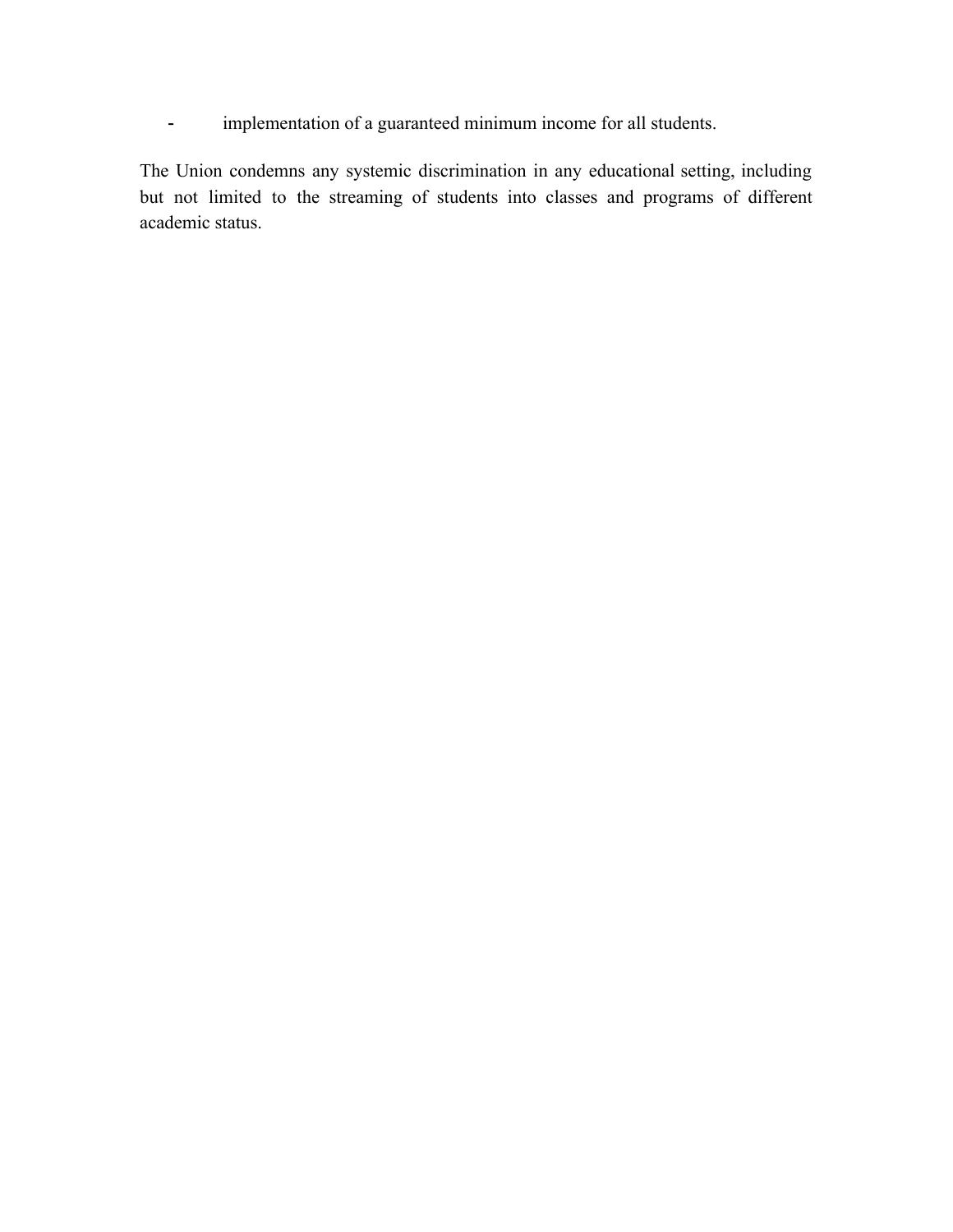- implementation of a guaranteed minimum income for all students.

The Union condemns any systemic discrimination in any educational setting, including but not limited to the streaming of students into classes and programs of different academic status.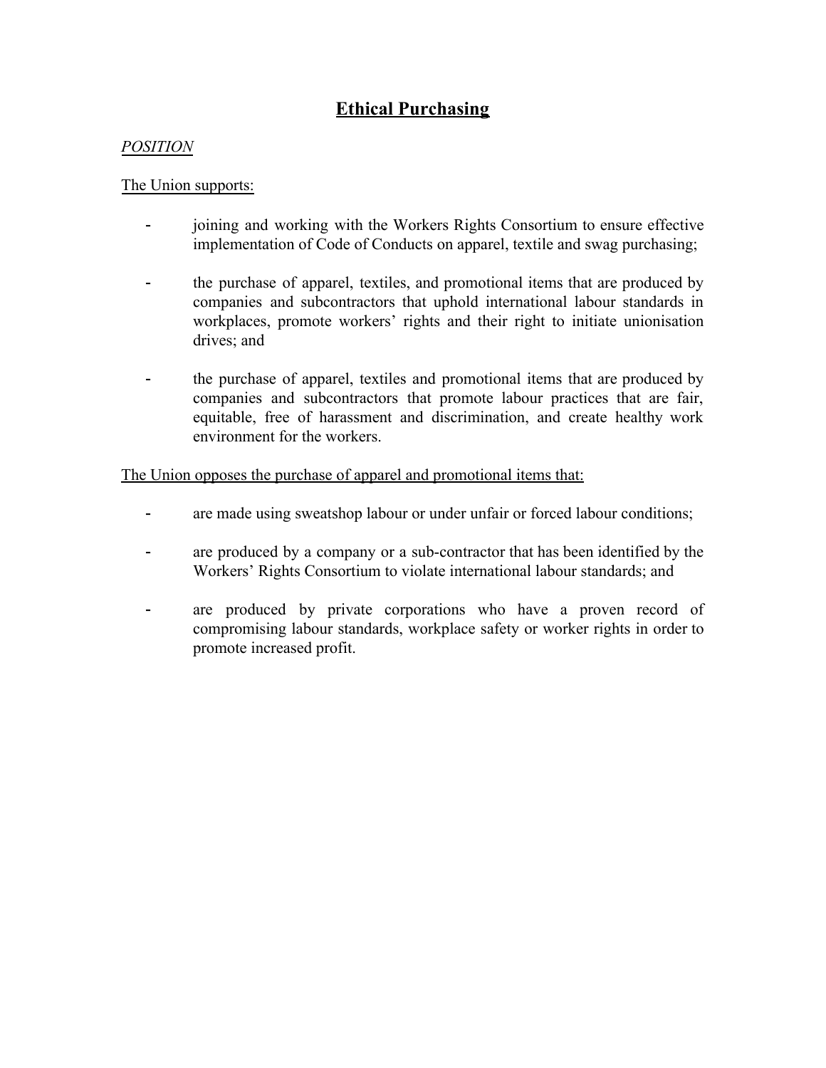## Ethical Purchasing

*POSITION*

The Union supports:

- joining and working with the Workers Rights Consortium to ensure effective implementation of Code of Conducts on apparel, textile and swag purchasing;
- the purchase of apparel, textiles, and promotional items that are produced by companies and subcontractors that uphold international labour standards in workplaces, promote workers' rights and their right to initiate unionisation drives; and
- the purchase of apparel, textiles and promotional items that are produced by companies and subcontractors that promote labour practices that are fair, equitable, free of harassment and discrimination, and create healthy work environment for the workers.

The Union opposes the purchase of apparel and promotional items that:

- are made using sweatshop labour or under unfair or forced labour conditions;
- are produced by a company or a sub-contractor that has been identified by the Workers' Rights Consortium to violate international labour standards; and
- are produced by private corporations who have a proven record of compromising labour standards, workplace safety or worker rights in order to promote increased profit.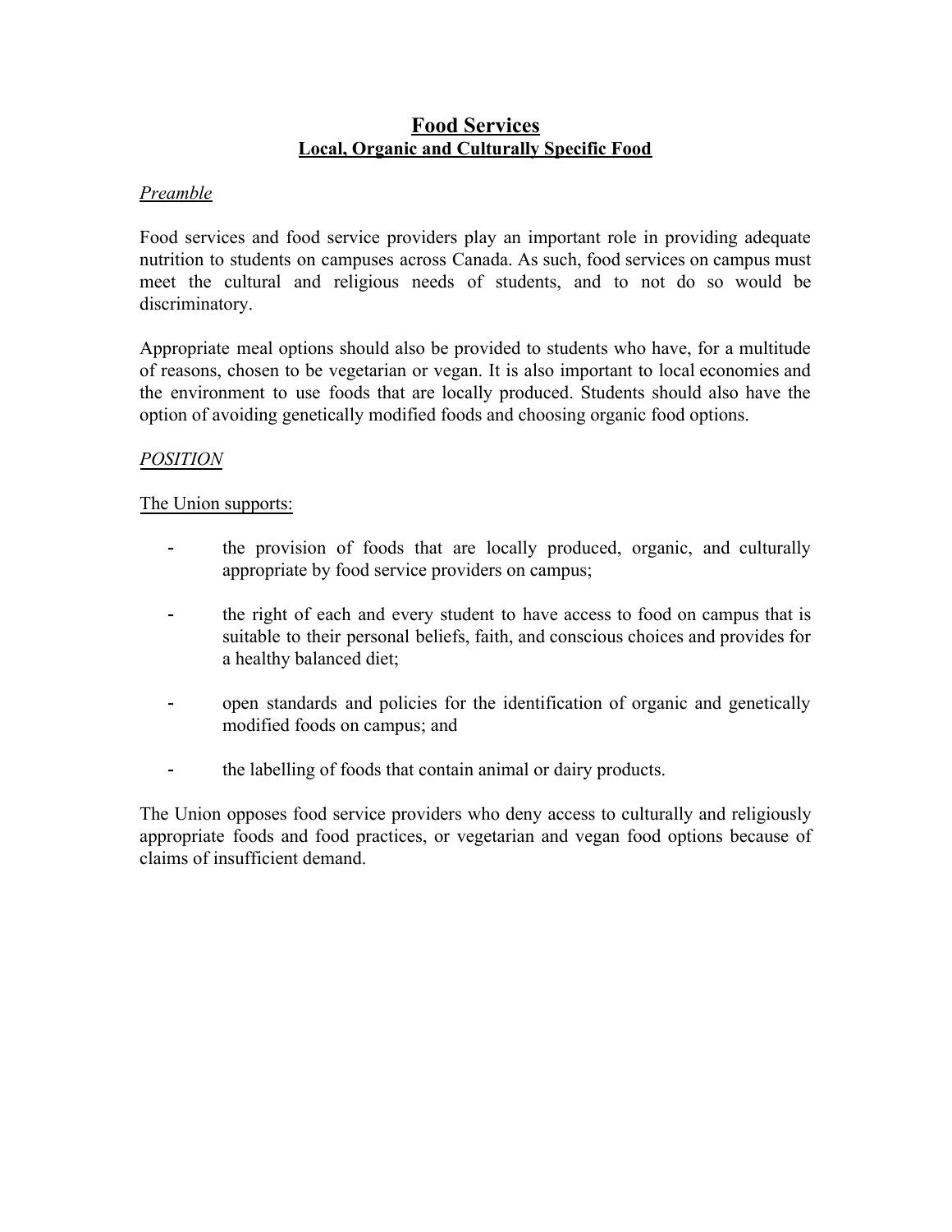# Food Services

## Local, Organic and Culturally Specific Food

*Preamble*

Food services and food service providers play an important role in providing adequate nutrition to students on campuses across Canada. As such, food services on campus must meet the cultural and religious needs of students, and to not do so would be discriminatory.

Appropriate meal options should also be provided to students who have, for a multitude of reasons, chosen to be vegetarian or vegan. It is also important to local economies and the environment to use foods that are locally produced. Students should also have the option of avoiding genetically modified foods and choosing organic food options.

*POSITION*

The Union supports:

- the provision of foods that are locally produced, organic, and culturally appropriate by food service providers on campus;
- the right of each and every student to have access to food on campus that is suitable to their personal beliefs, faith, and conscious choices and provides for a healthy balanced diet;
- open standards and policies for the identification of organic and genetically modified foods on campus; and
- the labelling of foods that contain animal or dairy products.

The Union opposes food service providers who deny access to culturally and religiously appropriate foods and food practices, or vegetarian and vegan food options because of claims of insufficient demand.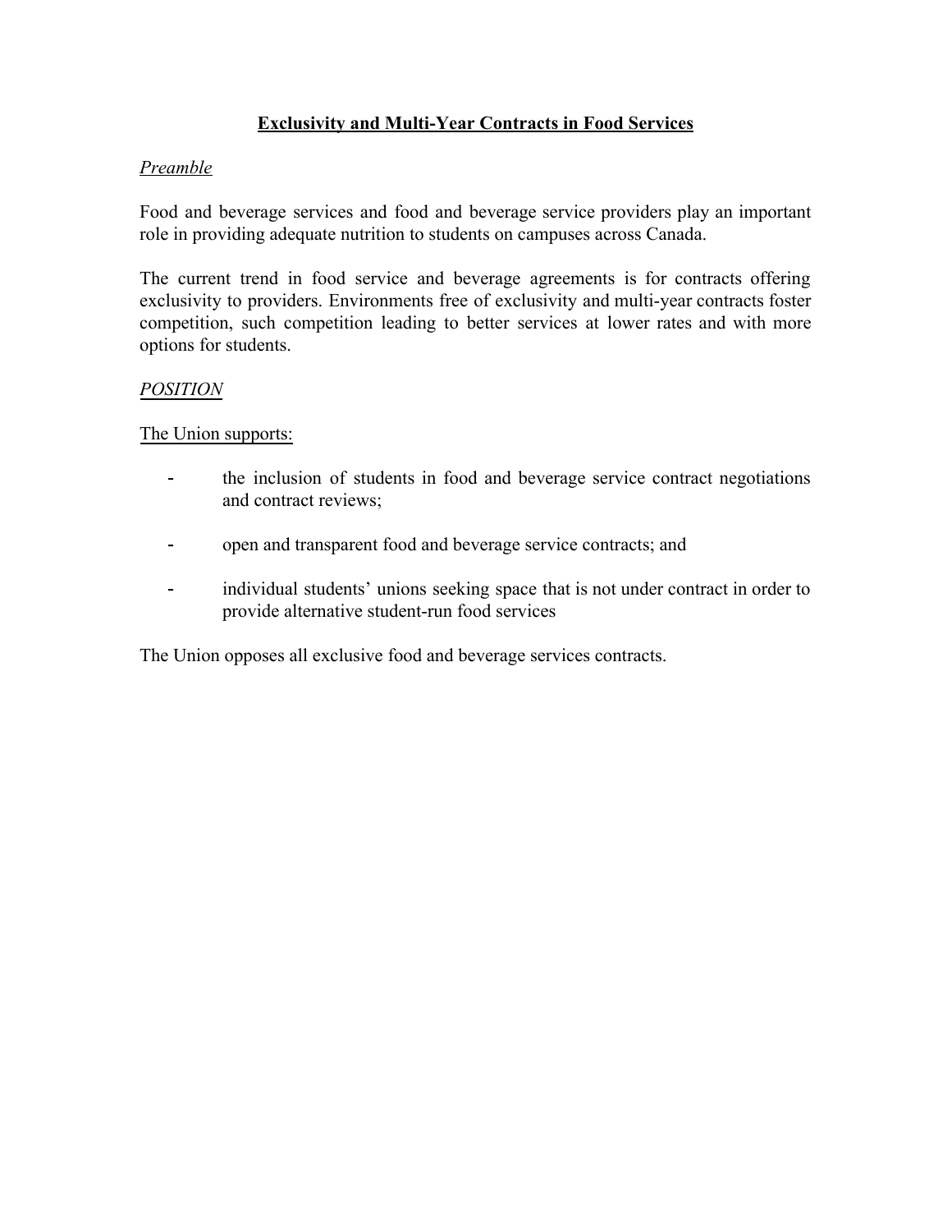## **Exclusivity and Multi-Year Contracts in Food Services**

*Preamble*

Food and beverage services and food and beverage service providers play an important role in providing adequate nutrition to students on campuses across Canada.

The current trend in food service and beverage agreements is for contracts offering exclusivity to providers. Environments free of exclusivity and multi-year contracts foster competition, such competition leading to better services at lower rates and with more options for students.

*POSITION*

The Union supports:

- the inclusion of students in food and beverage service contract negotiations and contract reviews;
- open and transparent food and beverage service contracts; and
- individual students' unions seeking space that is not under contract in order to provide alternative student-run food services

The Union opposes all exclusive food and beverage services contracts.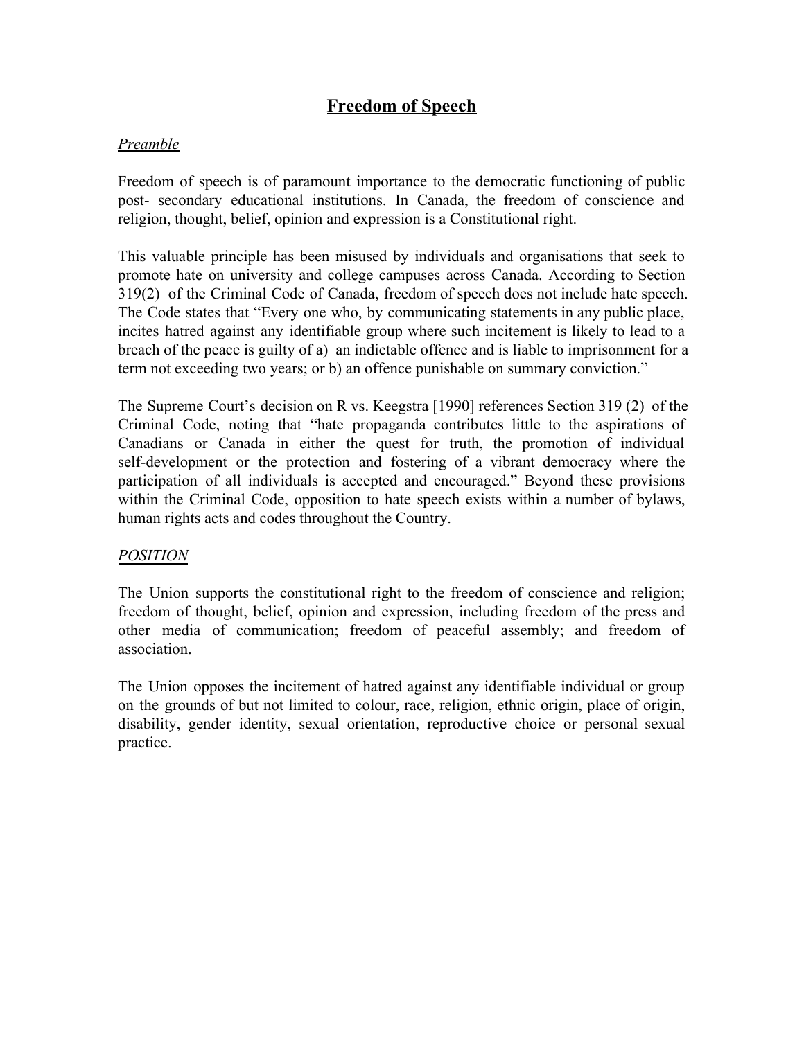# Freedom of Speech

*Preamble*

Freedom of speech is of paramount importance to the democratic functioning of public post- secondary educational institutions. In Canada, the freedom of conscience and religion, thought, belief, opinion and expression is a Constitutional right.

This valuable principle has been misused by individuals and organisations that seek to promote hate on university and college campuses across Canada. According to Section 319(2) of the Criminal Code of Canada, freedom of speech does not include hate speech. The Code states that "Every one who, by communicating statements in any public place, incites hatred against any identifiable group where such incitement is likely to lead to a breach of the peace is guilty of a) an indictable offence and is liable to imprisonment for a term not exceeding two years; or b) an offence punishable on summary conviction."

The Supreme Court's decision on R vs. Keegstra [1990] references Section 319 (2) of the Criminal Code, noting that "hate propaganda contributes little to the aspirations of Canadians or Canada in either the quest for truth, the promotion of individual self-development or the protection and fostering of a vibrant democracy where the participation of all individuals is accepted and encouraged." Beyond these provisions within the Criminal Code, opposition to hate speech exists within a number of bylaws, human rights acts and codes throughout the Country.

*POSITION*

The Union supports the constitutional right to the freedom of conscience and religion; freedom of thought, belief, opinion and expression, including freedom of the press and other media of communication; freedom of peaceful assembly; and freedom of association.

The Union opposes the incitement of hatred against any identifiable individual or group on the grounds of but not limited to colour, race, religion, ethnic origin, place of origin, disability, gender identity, sexual orientation, reproductive choice or personal sexual practice.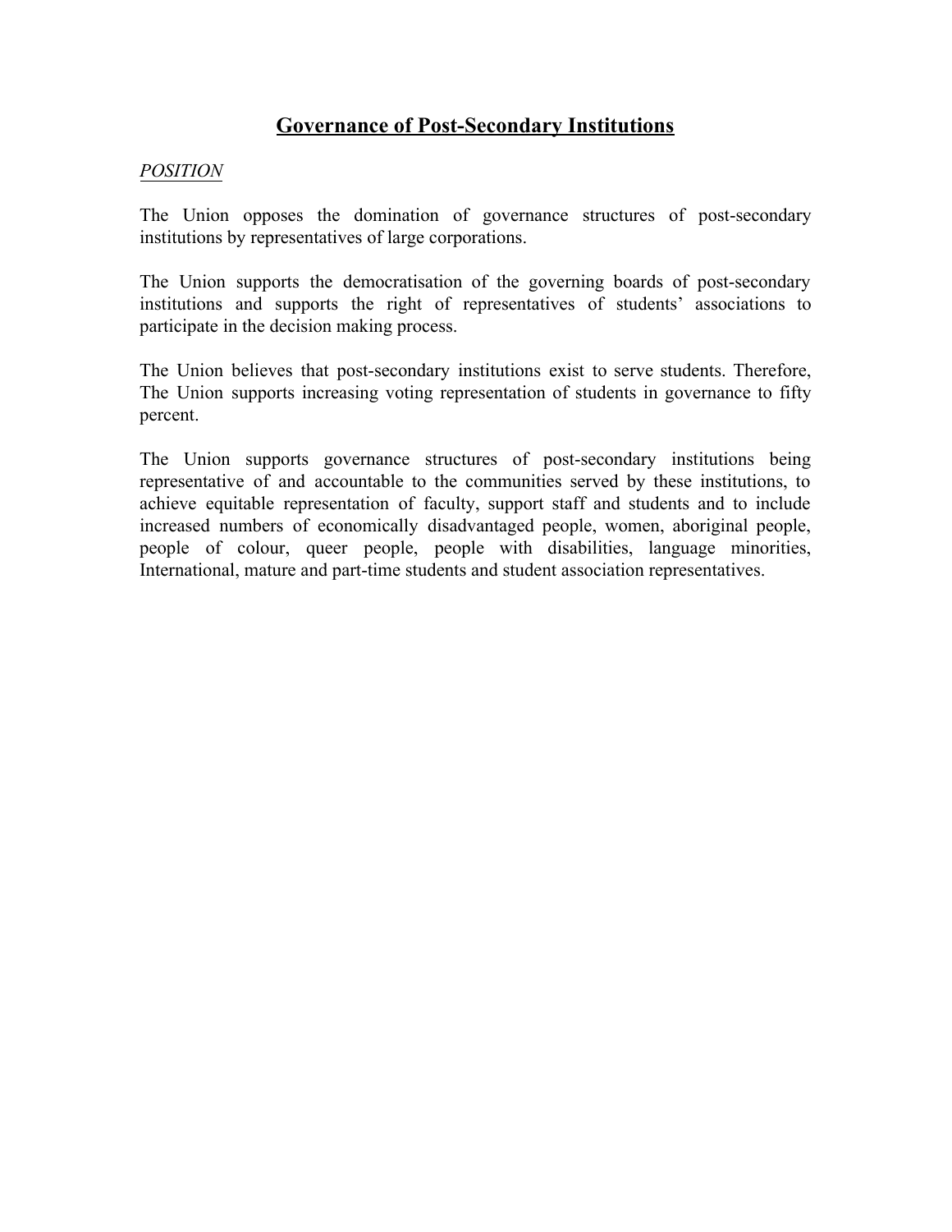## Governance of Post-Secondary Institutions

*POSITION*

The Union opposes the domination of governance structures of post-secondary institutions by representatives of large corporations.

The Union supports the democratisation of the governing boards of post-secondary institutions and supports the right of representatives of students' associations to participate in the decision making process.

The Union believes that post-secondary institutions exist to serve students. Therefore, The Union supports increasing voting representation of students in governance to fifty percent.

The Union supports governance structures of post-secondary institutions being representative of and accountable to the communities served by these institutions, to achieve equitable representation of faculty, support staff and students and to include increased numbers of economically disadvantaged people, women, aboriginal people, people of colour, queer people, people with disabilities, language minorities, International, mature and part-time students and student association representatives.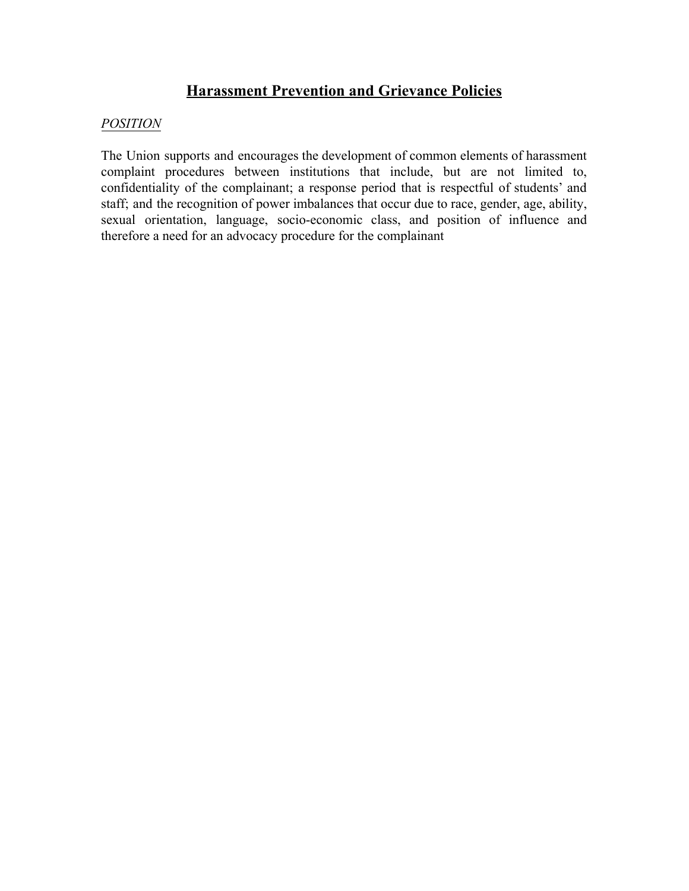# **Harassment Prevention and Grievance Policies**

*POSITION*

The Union supports and encourages the development of common elements of harassment complaint procedures between institutions that include, but are not limited to, confidentiality of the complainant; a response period that is respectful of students' and staff; and the recognition of power imbalances that occur due to race, gender, age, ability, sexual orientation, language, socio-economic class, and position of influence and therefore a need for an advocacy procedure for the complainant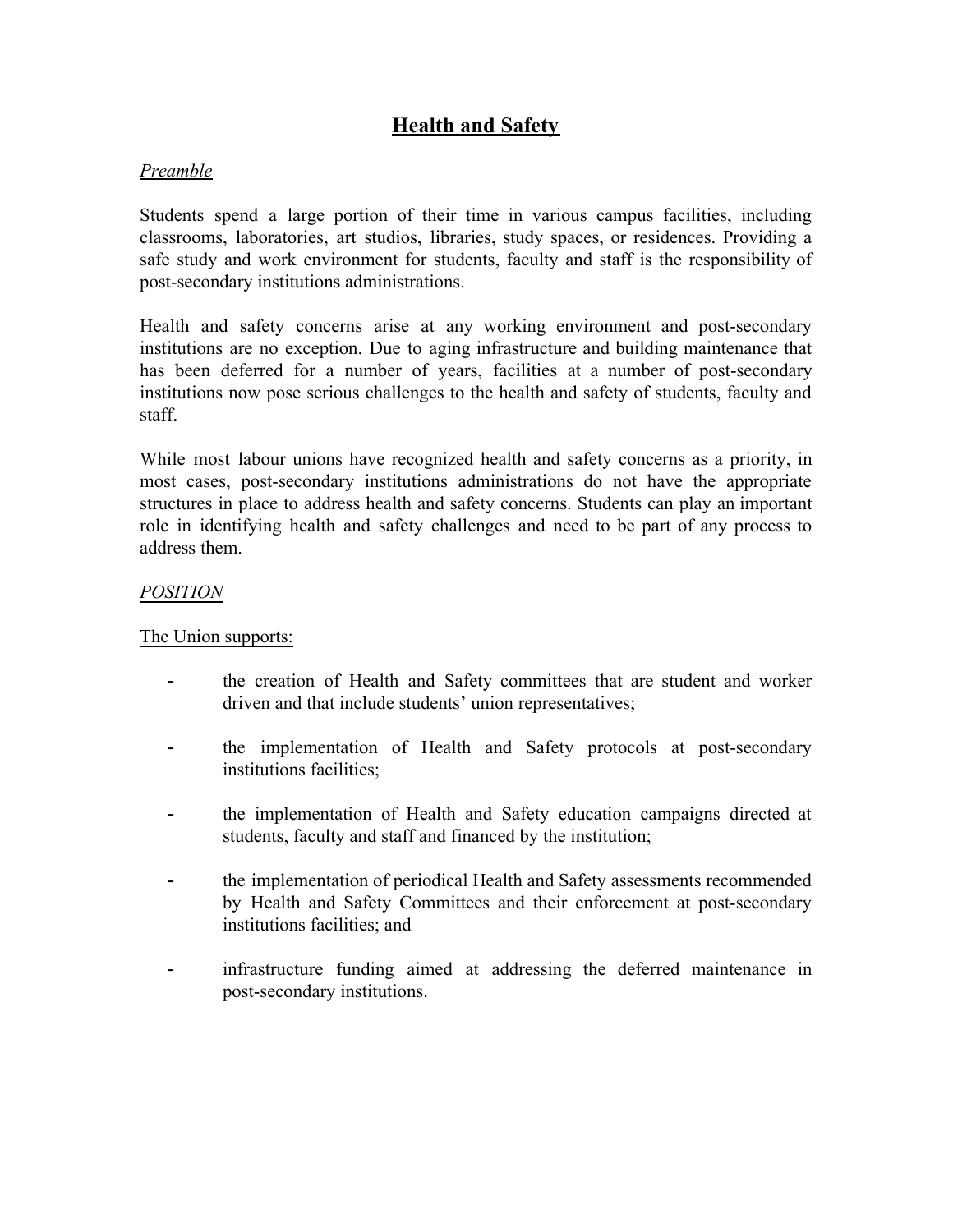# Health and Safety

*Preamble*

Students spend a large portion of their time in various campus facilities, including classrooms, laboratories, art studios, libraries, study spaces, or residences. Providing a safe study and work environment for students, faculty and staff is the responsibility of post-secondary institutions administrations.

Health and safety concerns arise at any working environment and post-secondary institutions are no exception. Due to aging infrastructure and building maintenance that has been deferred for a number of years, facilities at a number of post-secondary institutions now pose serious challenges to the health and safety of students, faculty and staff.

While most labour unions have recognized health and safety concerns as a priority, in most cases, post-secondary institutions administrations do not have the appropriate structures in place to address health and safety concerns. Students can play an important role in identifying health and safety challenges and need to be part of any process to address them.

*POSITION*

The Union supports:

- the creation of Health and Safety committees that are student and worker driven and that include students' union representatives;
- the implementation of Health and Safety protocols at post-secondary institutions facilities;
- the implementation of Health and Safety education campaigns directed at students, faculty and staff and financed by the institution;
- the implementation of periodical Health and Safety assessments recommended by Health and Safety Committees and their enforcement at post-secondary institutions facilities; and
- infrastructure funding aimed at addressing the deferred maintenance in post-secondary institutions.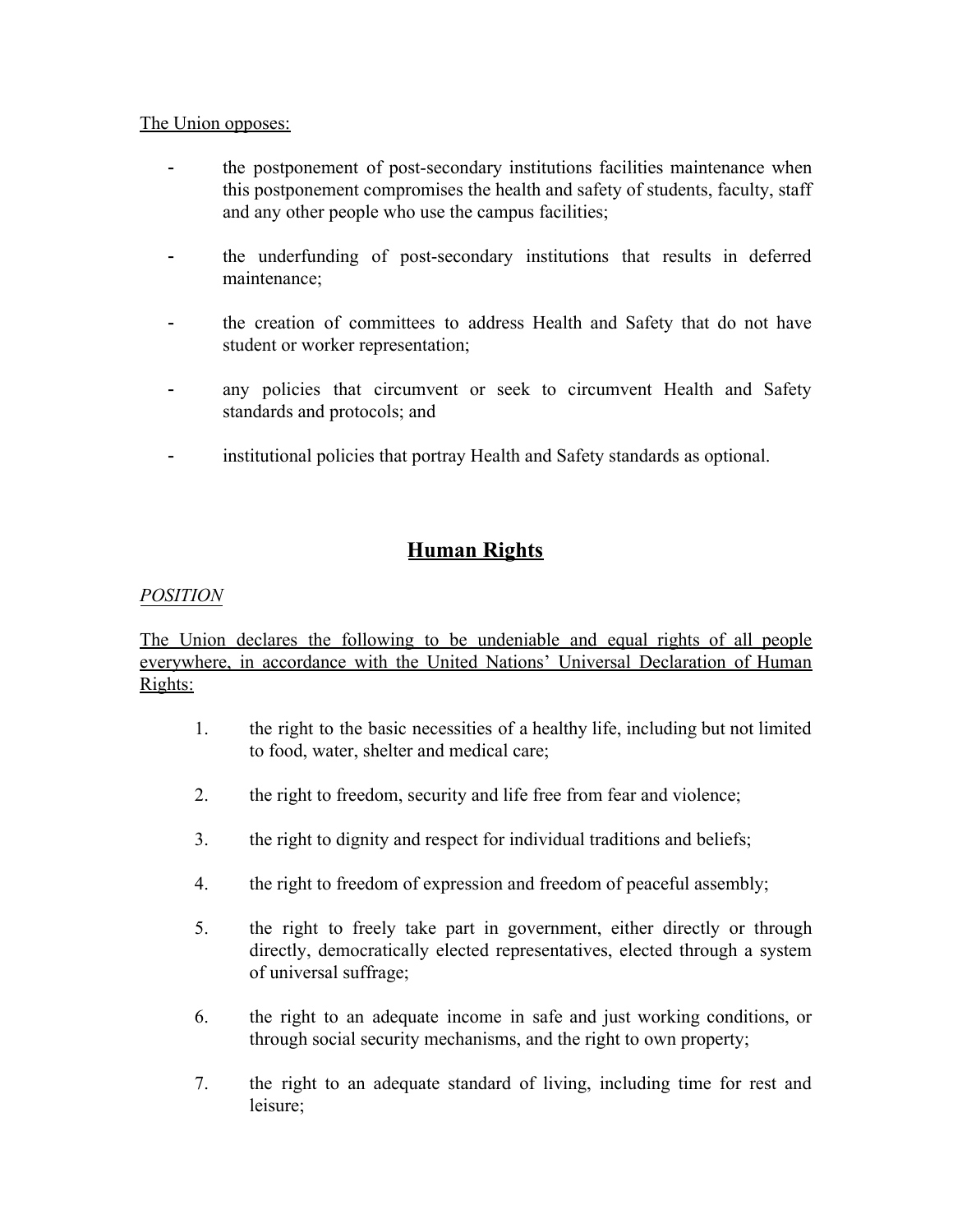<u>The Union opposes:</u>

- the postponement of post-secondary institutions facilities maintenance when this postponement compromises the health and safety of students, faculty, staff and any other people who use the campus facilities;

- the underfunding of post-secondary institutions that results in deferred maintenance;

- the creation of committees to address Health and Safety that do not have student or worker representation;

- any policies that circumvent or seek to circumvent Health and Safety standards and protocols; and

- institutional policies that portray Health and Safety standards as optional.

## **<u>Human Rights</u>**

*<u>POSITION</u>*

<u>The Union declares the following to be undeniable and equal rights of all people everywhere, in accordance with the United Nations' Universal Declaration of Human Rights:</u>

1. the right to the basic necessities of a healthy life, including but not limited to food, water, shelter and medical care;

2. the right to freedom, security and life free from fear and violence;

3. the right to dignity and respect for individual traditions and beliefs;

4. the right to freedom of expression and freedom of peaceful assembly;

5. the right to freely take part in government, either directly or through directly, democratically elected representatives, elected through a system of universal suffrage;

6. the right to an adequate income in safe and just working conditions, or through social security mechanisms, and the right to own property;

7. the right to an adequate standard of living, including time for rest and leisure;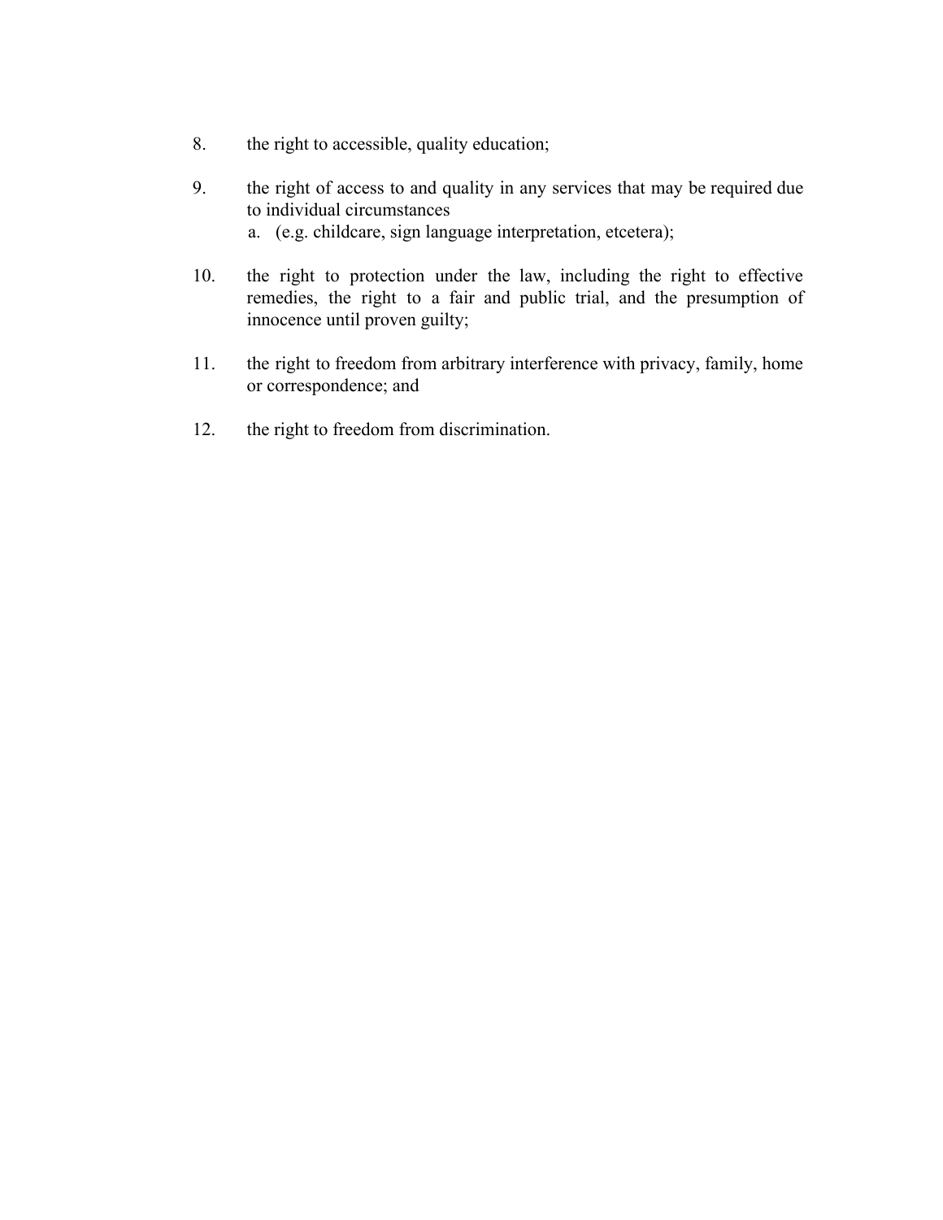8. the right to accessible, quality education;

9. the right of access to and quality in any services that may be required due to individual circumstances
   a. (e.g. childcare, sign language interpretation, etcetera);

10. the right to protection under the law, including the right to effective remedies, the right to a fair and public trial, and the presumption of innocence until proven guilty;

11. the right to freedom from arbitrary interference with privacy, family, home or correspondence; and

12. the right to freedom from discrimination.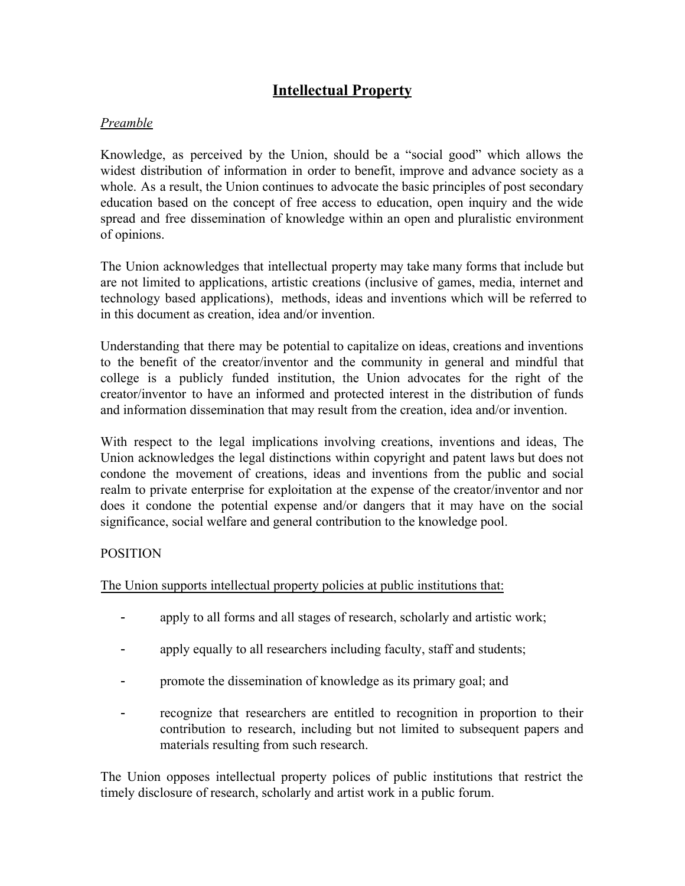# Intellectual Property

*Preamble*

Knowledge, as perceived by the Union, should be a "social good" which allows the widest distribution of information in order to benefit, improve and advance society as a whole. As a result, the Union continues to advocate the basic principles of post secondary education based on the concept of free access to education, open inquiry and the wide spread and free dissemination of knowledge within an open and pluralistic environment of opinions.

The Union acknowledges that intellectual property may take many forms that include but are not limited to applications, artistic creations (inclusive of games, media, internet and technology based applications), methods, ideas and inventions which will be referred to in this document as creation, idea and/or invention.

Understanding that there may be potential to capitalize on ideas, creations and inventions to the benefit of the creator/inventor and the community in general and mindful that college is a publicly funded institution, the Union advocates for the right of the creator/inventor to have an informed and protected interest in the distribution of funds and information dissemination that may result from the creation, idea and/or invention.

With respect to the legal implications involving creations, inventions and ideas, The Union acknowledges the legal distinctions within copyright and patent laws but does not condone the movement of creations, ideas and inventions from the public and social realm to private enterprise for exploitation at the expense of the creator/inventor and nor does it condone the potential expense and/or dangers that it may have on the social significance, social welfare and general contribution to the knowledge pool.

POSITION

The Union supports intellectual property policies at public institutions that:

- apply to all forms and all stages of research, scholarly and artistic work;
- apply equally to all researchers including faculty, staff and students;
- promote the dissemination of knowledge as its primary goal; and
- recognize that researchers are entitled to recognition in proportion to their contribution to research, including but not limited to subsequent papers and materials resulting from such research.

The Union opposes intellectual property polices of public institutions that restrict the timely disclosure of research, scholarly and artist work in a public forum.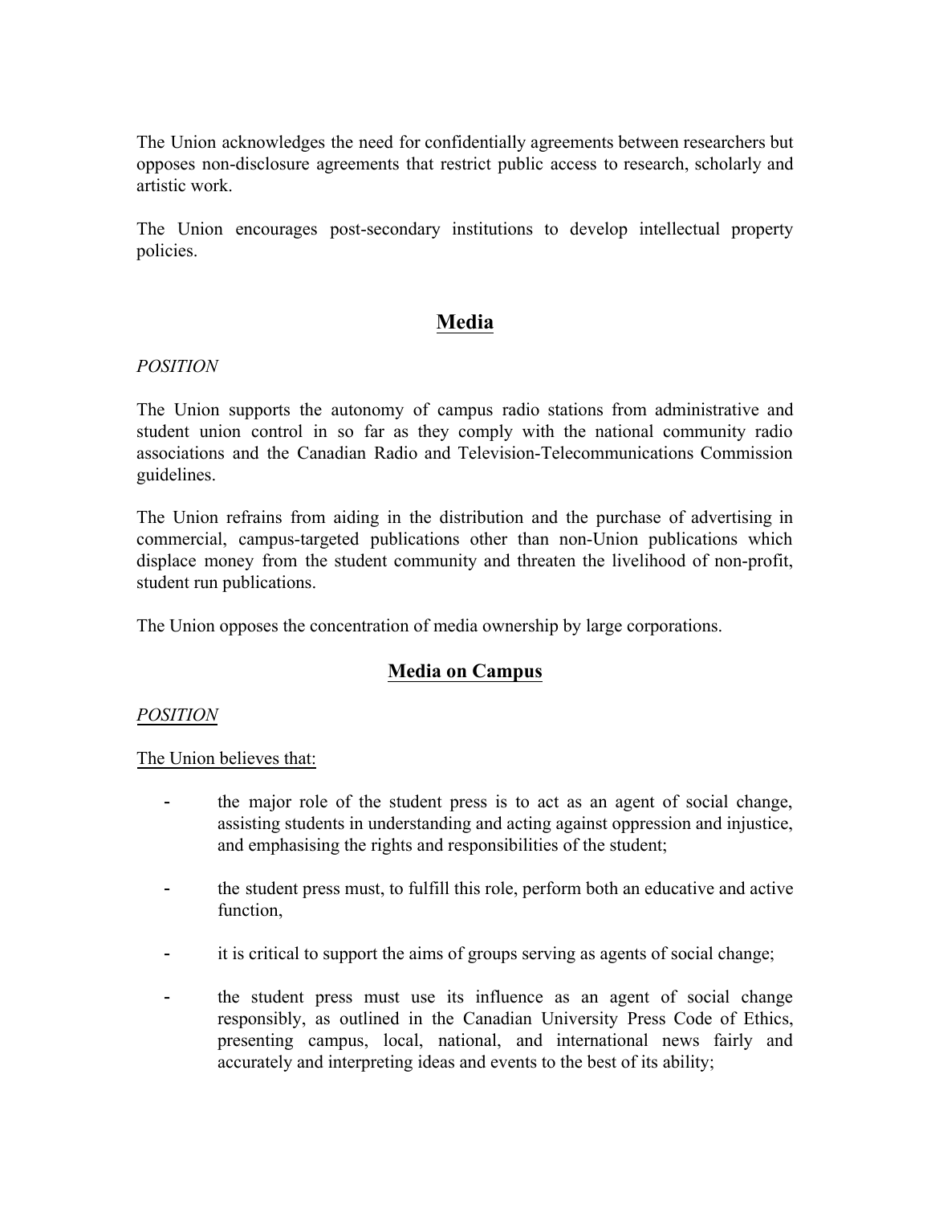The Union acknowledges the need for confidentially agreements between researchers but opposes non-disclosure agreements that restrict public access to research, scholarly and artistic work.

The Union encourages post-secondary institutions to develop intellectual property policies.

## Media

*POSITION*

The Union supports the autonomy of campus radio stations from administrative and student union control in so far as they comply with the national community radio associations and the Canadian Radio and Television-Telecommunications Commission guidelines.

The Union refrains from aiding in the distribution and the purchase of advertising in commercial, campus-targeted publications other than non-Union publications which displace money from the student community and threaten the livelihood of non-profit, student run publications.

The Union opposes the concentration of media ownership by large corporations.

## Media on Campus

*POSITION*

The Union believes that:

- the major role of the student press is to act as an agent of social change, assisting students in understanding and acting against oppression and injustice, and emphasising the rights and responsibilities of the student;
- the student press must, to fulfill this role, perform both an educative and active function,
- it is critical to support the aims of groups serving as agents of social change;
- the student press must use its influence as an agent of social change responsibly, as outlined in the Canadian University Press Code of Ethics, presenting campus, local, national, and international news fairly and accurately and interpreting ideas and events to the best of its ability;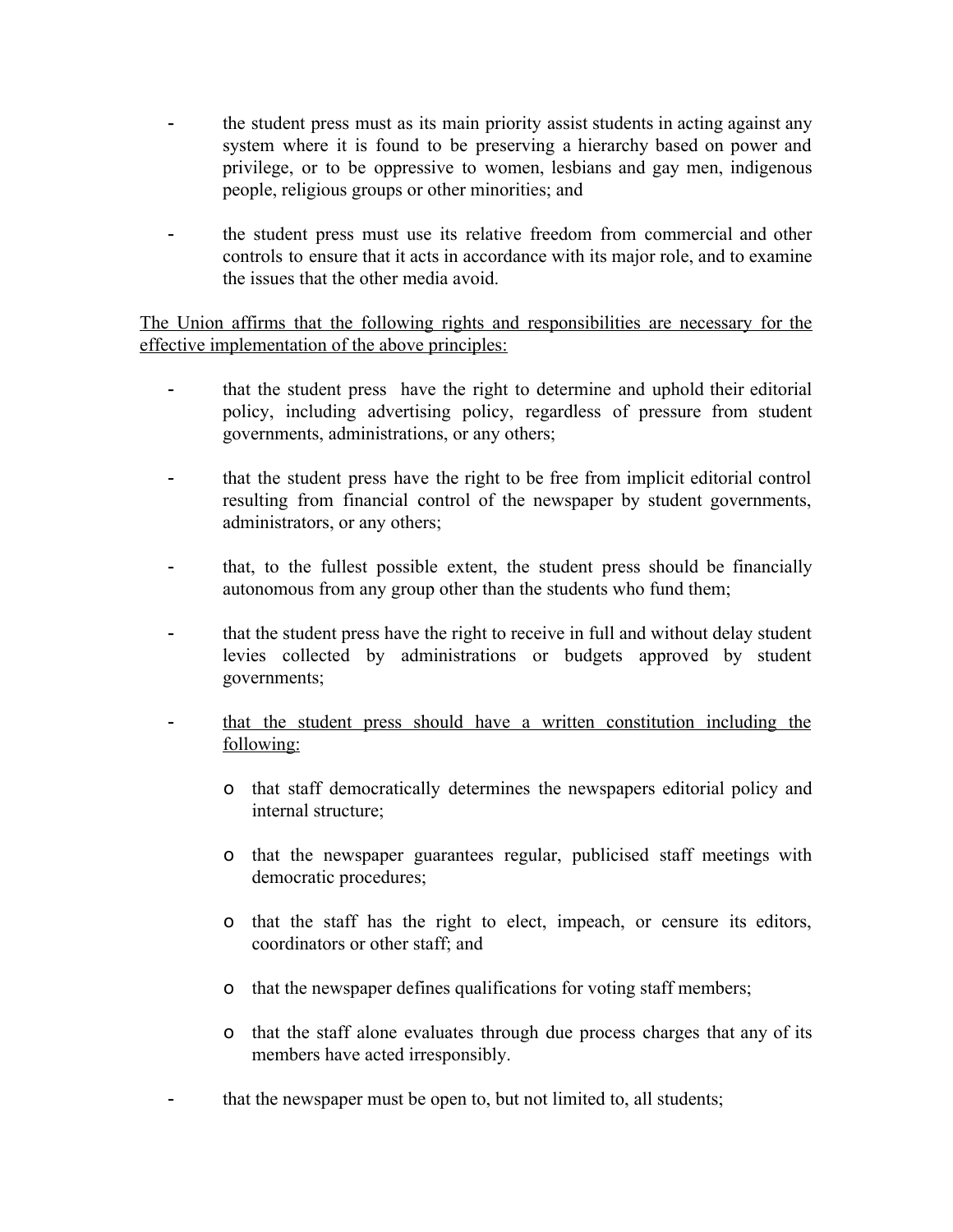- the student press must as its main priority assist students in acting against any system where it is found to be preserving a hierarchy based on power and privilege, or to be oppressive to women, lesbians and gay men, indigenous people, religious groups or other minorities; and

- the student press must use its relative freedom from commercial and other controls to ensure that it acts in accordance with its major role, and to examine the issues that the other media avoid.

<u>The Union affirms that the following rights and responsibilities are necessary for the effective implementation of the above principles:</u>

- that the student press have the right to determine and uphold their editorial policy, including advertising policy, regardless of pressure from student governments, administrations, or any others;

- that the student press have the right to be free from implicit editorial control resulting from financial control of the newspaper by student governments, administrators, or any others;

- that, to the fullest possible extent, the student press should be financially autonomous from any group other than the students who fund them;

- that the student press have the right to receive in full and without delay student levies collected by administrations or budgets approved by student governments;

- <u>that the student press should have a written constitution including the following:</u>

    - that staff democratically determines the newspapers editorial policy and internal structure;

    - that the newspaper guarantees regular, publicised staff meetings with democratic procedures;

    - that the staff has the right to elect, impeach, or censure its editors, coordinators or other staff; and

    - that the newspaper defines qualifications for voting staff members;

    - that the staff alone evaluates through due process charges that any of its members have acted irresponsibly.

- that the newspaper must be open to, but not limited to, all students;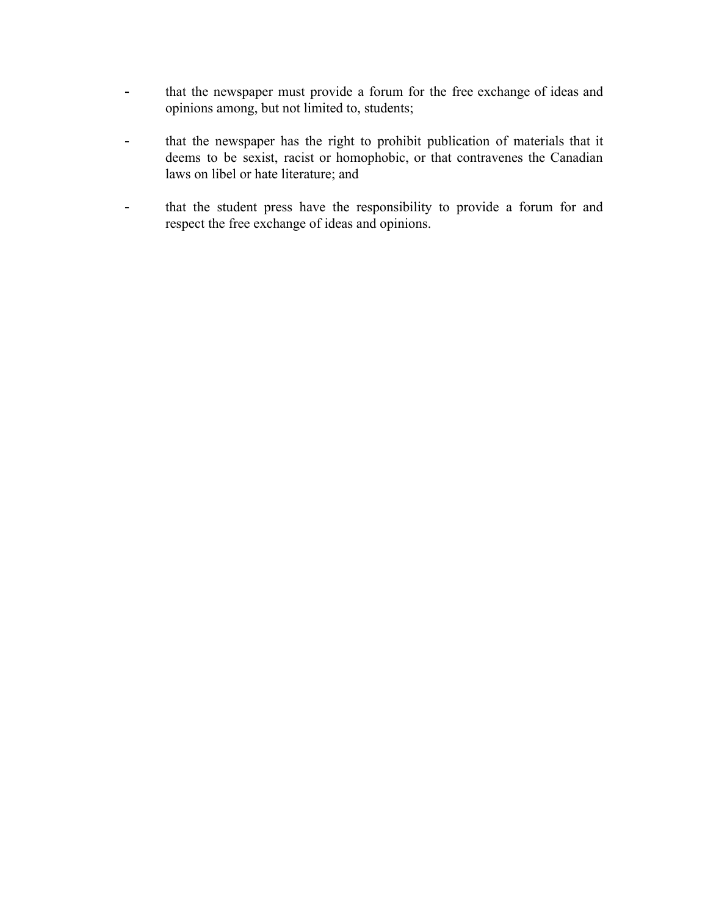- that the newspaper must provide a forum for the free exchange of ideas and opinions among, but not limited to, students;

- that the newspaper has the right to prohibit publication of materials that it deems to be sexist, racist or homophobic, or that contravenes the Canadian laws on libel or hate literature; and

- that the student press have the responsibility to provide a forum for and respect the free exchange of ideas and opinions.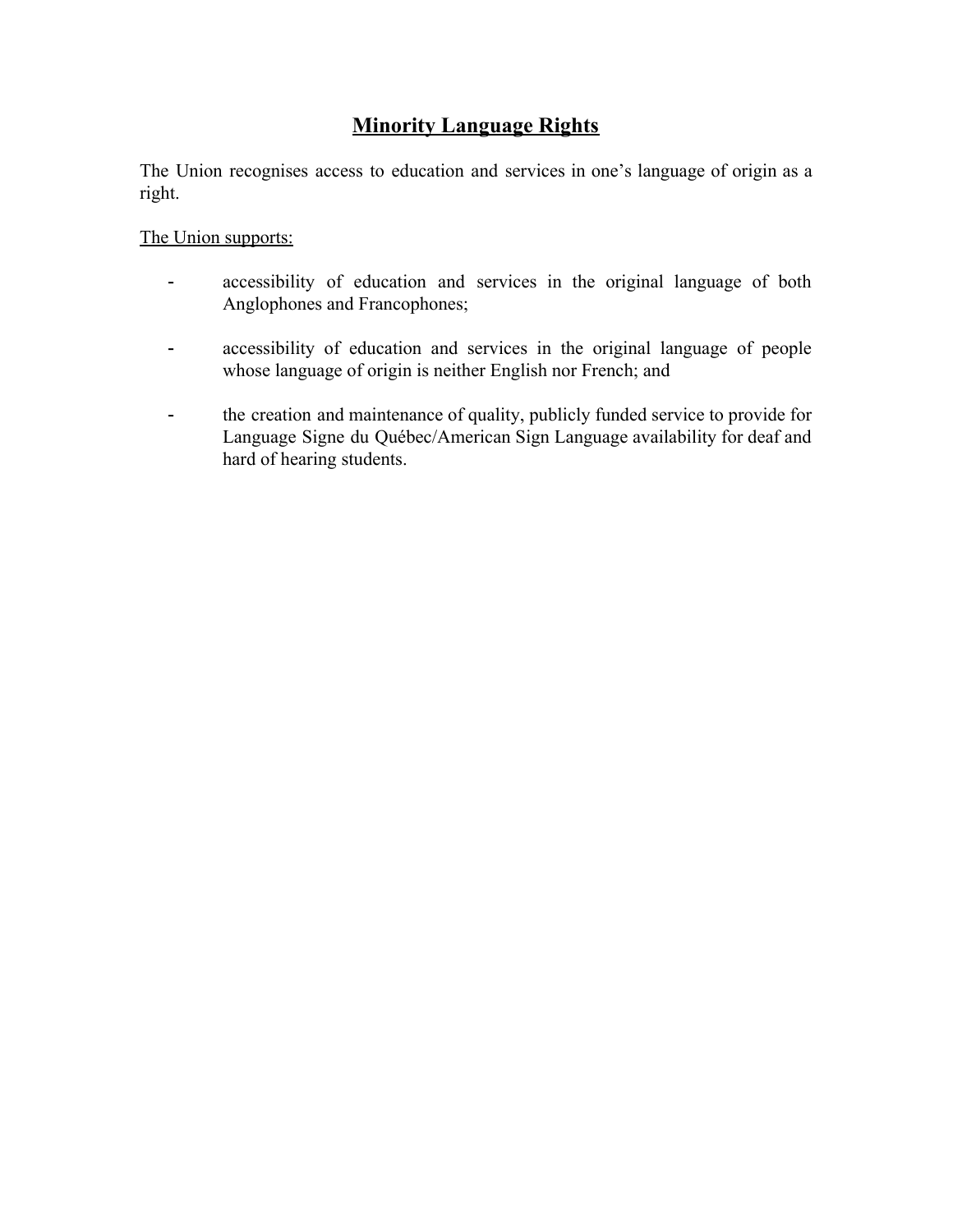# Minority Language Rights

The Union recognises access to education and services in one's language of origin as a right.

The Union supports:

- accessibility of education and services in the original language of both Anglophones and Francophones;

- accessibility of education and services in the original language of people whose language of origin is neither English nor French; and

- the creation and maintenance of quality, publicly funded service to provide for Language Signe du Québec/American Sign Language availability for deaf and hard of hearing students.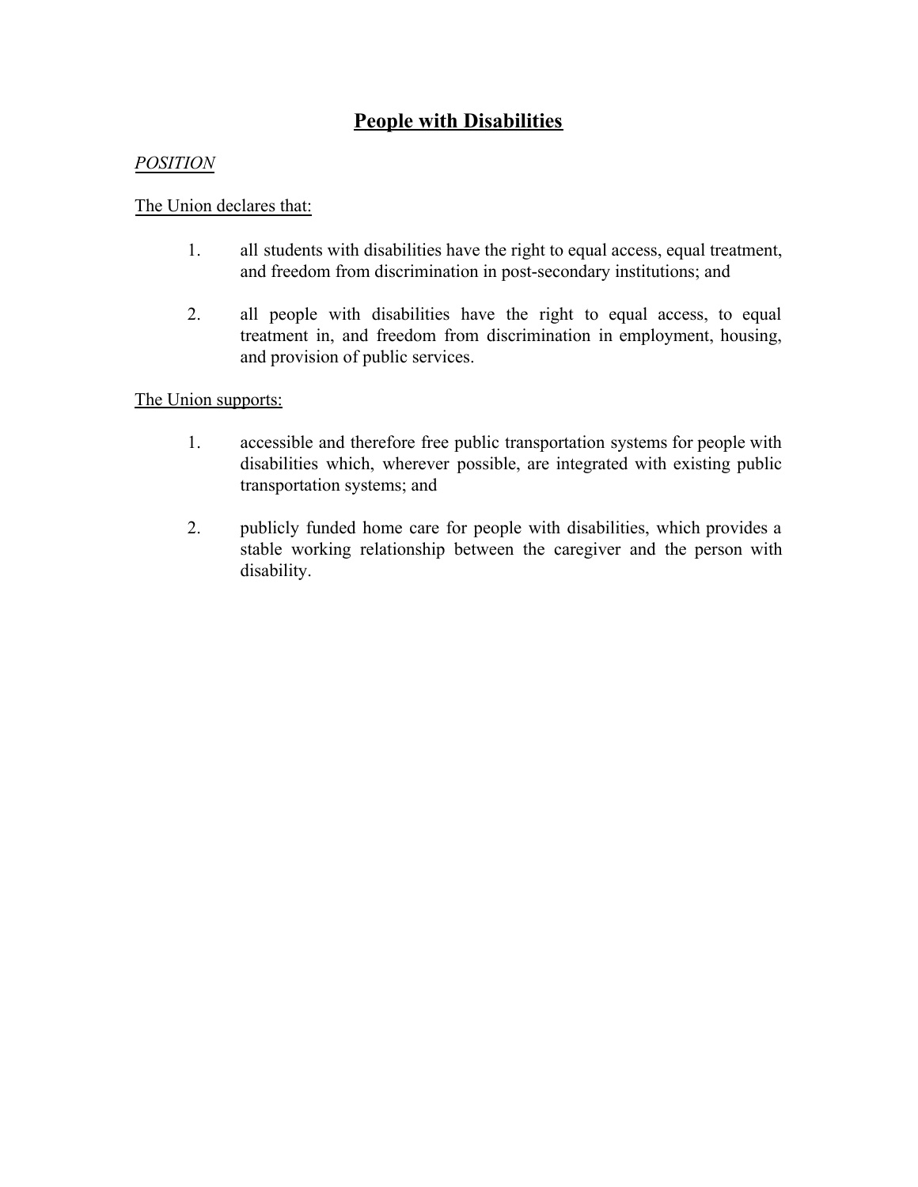# **People with Disabilities**

*POSITION*

The Union declares that:

1. all students with disabilities have the right to equal access, equal treatment, and freedom from discrimination in post-secondary institutions; and

2. all people with disabilities have the right to equal access, to equal treatment in, and freedom from discrimination in employment, housing, and provision of public services.

The Union supports:

1. accessible and therefore free public transportation systems for people with disabilities which, wherever possible, are integrated with existing public transportation systems; and

2. publicly funded home care for people with disabilities, which provides a stable working relationship between the caregiver and the person with disability.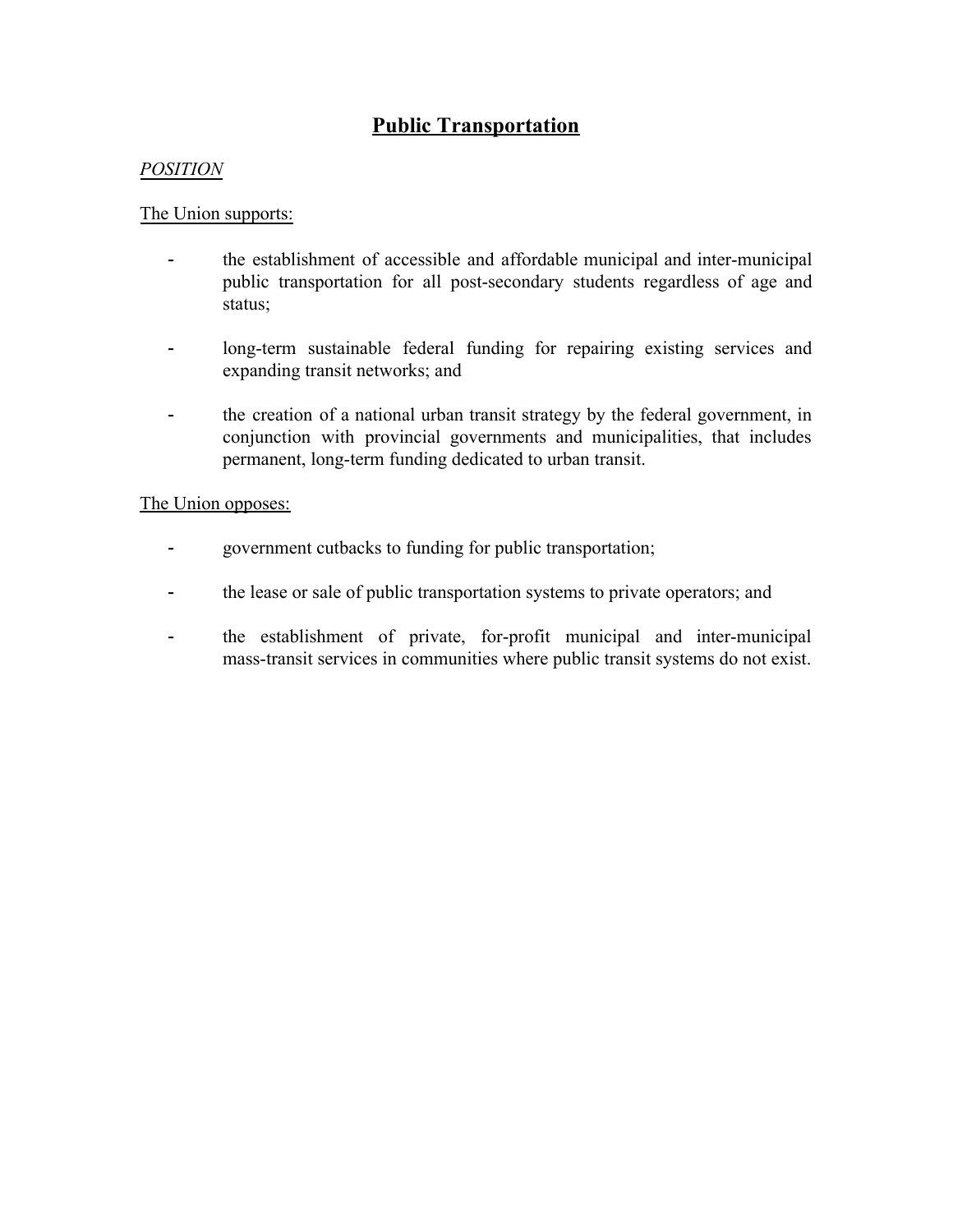# Public Transportation

*POSITION*

The Union supports:

- the establishment of accessible and affordable municipal and inter-municipal public transportation for all post-secondary students regardless of age and status;

- long-term sustainable federal funding for repairing existing services and expanding transit networks; and

- the creation of a national urban transit strategy by the federal government, in conjunction with provincial governments and municipalities, that includes permanent, long-term funding dedicated to urban transit.

The Union opposes:

- government cutbacks to funding for public transportation;

- the lease or sale of public transportation systems to private operators; and

- the establishment of private, for-profit municipal and inter-municipal mass-transit services in communities where public transit systems do not exist.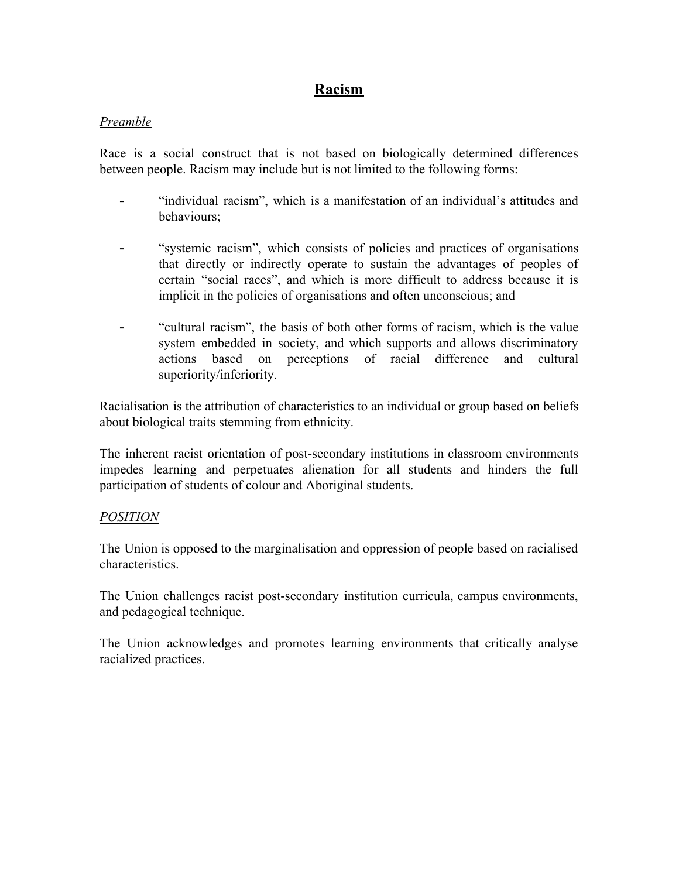# Racism

*Preamble*

Race is a social construct that is not based on biologically determined differences between people. Racism may include but is not limited to the following forms:

- "individual racism", which is a manifestation of an individual's attitudes and behaviours;

- "systemic racism", which consists of policies and practices of organisations that directly or indirectly operate to sustain the advantages of peoples of certain "social races", and which is more difficult to address because it is implicit in the policies of organisations and often unconscious; and

- "cultural racism", the basis of both other forms of racism, which is the value system embedded in society, and which supports and allows discriminatory actions based on perceptions of racial difference and cultural superiority/inferiority.

Racialisation is the attribution of characteristics to an individual or group based on beliefs about biological traits stemming from ethnicity.

The inherent racist orientation of post-secondary institutions in classroom environments impedes learning and perpetuates alienation for all students and hinders the full participation of students of colour and Aboriginal students.

*POSITION*

The Union is opposed to the marginalisation and oppression of people based on racialised characteristics.

The Union challenges racist post-secondary institution curricula, campus environments, and pedagogical technique.

The Union acknowledges and promotes learning environments that critically analyse racialized practices.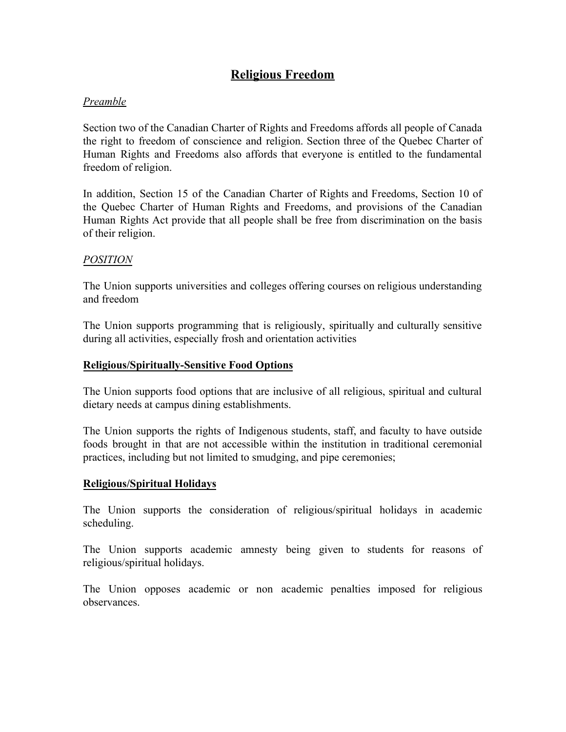# Religious Freedom

*Preamble*

Section two of the Canadian Charter of Rights and Freedoms affords all people of Canada the right to freedom of conscience and religion. Section three of the Quebec Charter of Human Rights and Freedoms also affords that everyone is entitled to the fundamental freedom of religion.

In addition, Section 15 of the Canadian Charter of Rights and Freedoms, Section 10 of the Quebec Charter of Human Rights and Freedoms, and provisions of the Canadian Human Rights Act provide that all people shall be free from discrimination on the basis of their religion.

*POSITION*

The Union supports universities and colleges offering courses on religious understanding and freedom

The Union supports programming that is religiously, spiritually and culturally sensitive during all activities, especially frosh and orientation activities

## Religious/Spiritually-Sensitive Food Options

The Union supports food options that are inclusive of all religious, spiritual and cultural dietary needs at campus dining establishments.

The Union supports the rights of Indigenous students, staff, and faculty to have outside foods brought in that are not accessible within the institution in traditional ceremonial practices, including but not limited to smudging, and pipe ceremonies;

## Religious/Spiritual Holidays

The Union supports the consideration of religious/spiritual holidays in academic scheduling.

The Union supports academic amnesty being given to students for reasons of religious/spiritual holidays.

The Union opposes academic or non academic penalties imposed for religious observances.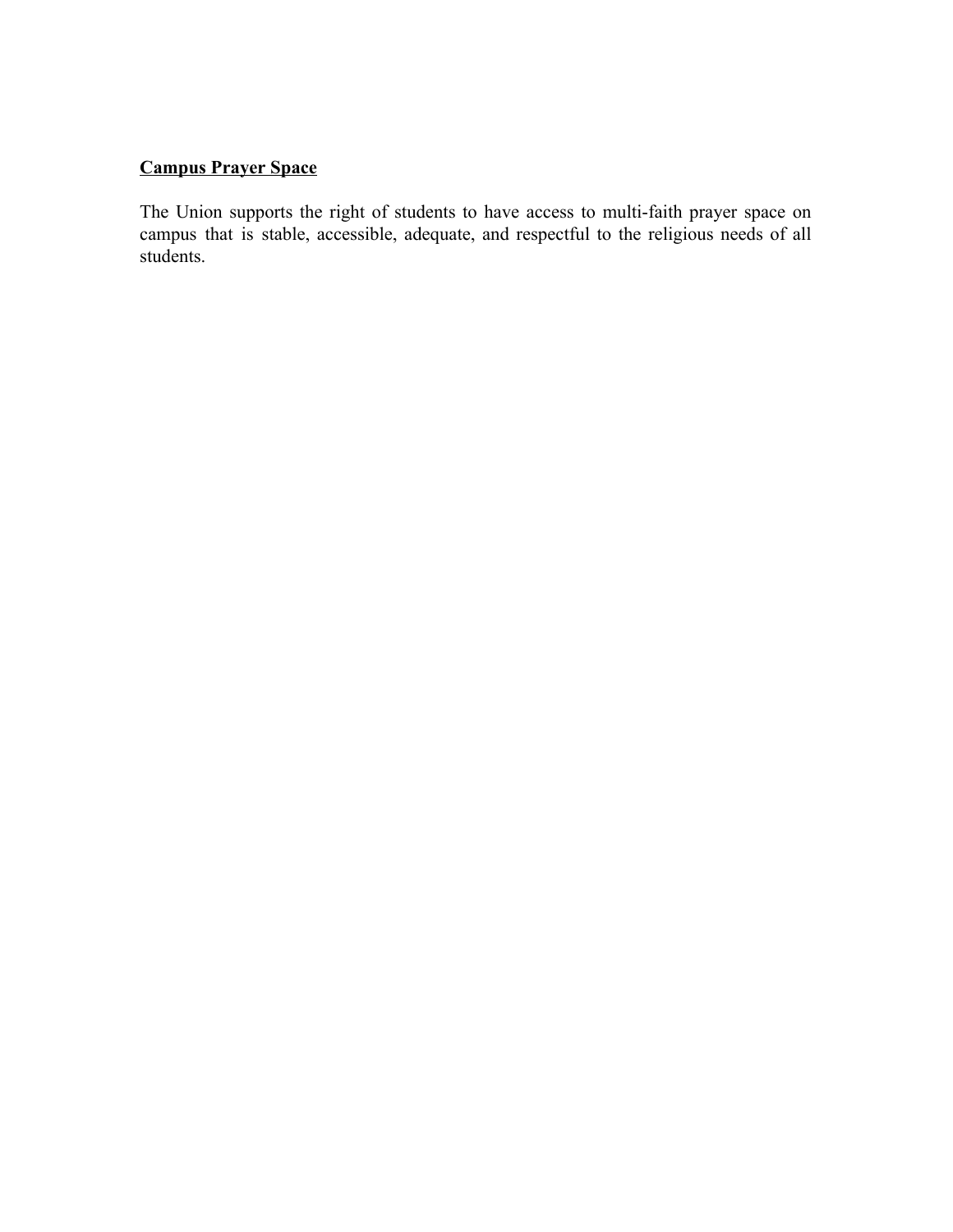**<u>Campus Prayer Space</u>**

The Union supports the right of students to have access to multi-faith prayer space on campus that is stable, accessible, adequate, and respectful to the religious needs of all students.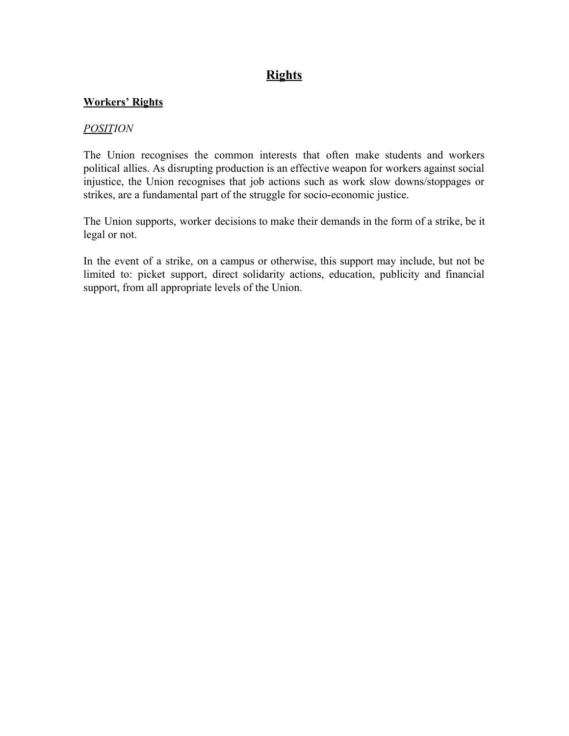# Rights

## Workers' Rights

*POSITION*

The Union recognises the common interests that often make students and workers political allies. As disrupting production is an effective weapon for workers against social injustice, the Union recognises that job actions such as work slow downs/stoppages or strikes, are a fundamental part of the struggle for socio-economic justice.

The Union supports, worker decisions to make their demands in the form of a strike, be it legal or not.

In the event of a strike, on a campus or otherwise, this support may include, but not be limited to: picket support, direct solidarity actions, education, publicity and financial support, from all appropriate levels of the Union.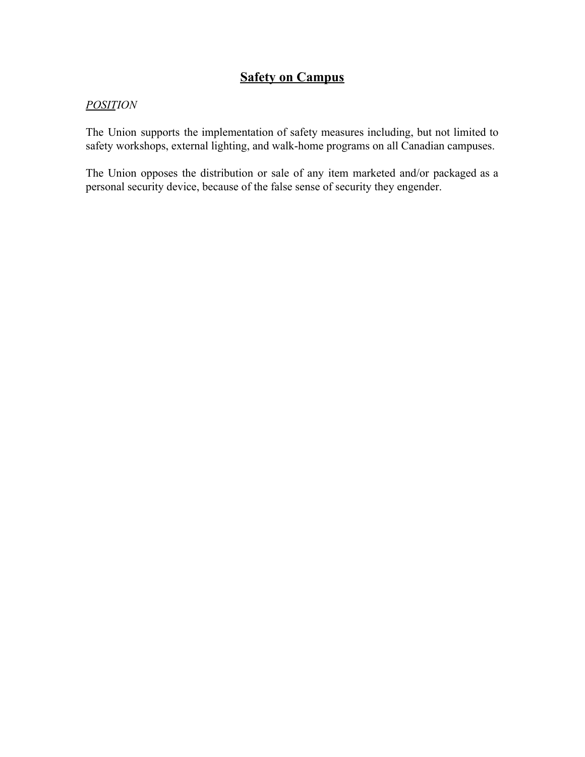# Safety on Campus

*POSITION*

The Union supports the implementation of safety measures including, but not limited to safety workshops, external lighting, and walk-home programs on all Canadian campuses.

The Union opposes the distribution or sale of any item marketed and/or packaged as a personal security device, because of the false sense of security they engender.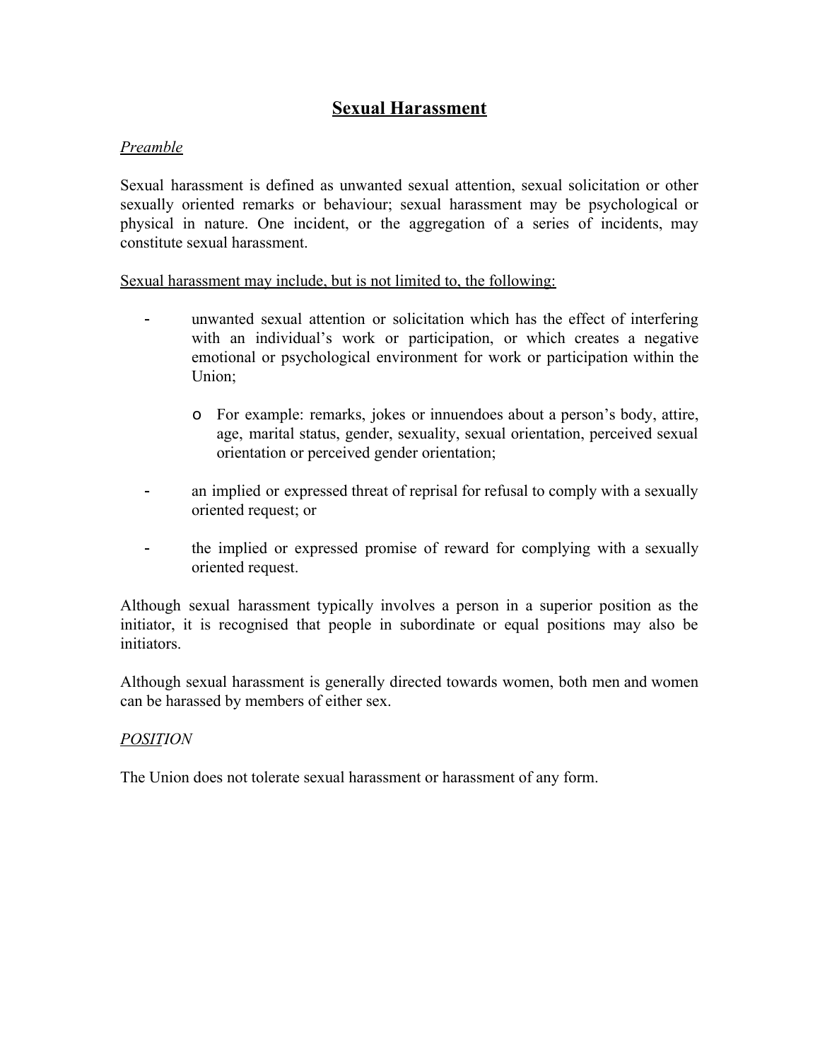# Sexual Harassment

*Preamble*

Sexual harassment is defined as unwanted sexual attention, sexual solicitation or other sexually oriented remarks or behaviour; sexual harassment may be psychological or physical in nature. One incident, or the aggregation of a series of incidents, may constitute sexual harassment.

Sexual harassment may include, but is not limited to, the following:

- unwanted sexual attention or solicitation which has the effect of interfering with an individual's work or participation, or which creates a negative emotional or psychological environment for work or participation within the Union;
    - For example: remarks, jokes or innuendoes about a person's body, attire, age, marital status, gender, sexuality, sexual orientation, perceived sexual orientation or perceived gender orientation;
- an implied or expressed threat of reprisal for refusal to comply with a sexually oriented request; or
- the implied or expressed promise of reward for complying with a sexually oriented request.

Although sexual harassment typically involves a person in a superior position as the initiator, it is recognised that people in subordinate or equal positions may also be initiators.

Although sexual harassment is generally directed towards women, both men and women can be harassed by members of either sex.

*POSITION*

The Union does not tolerate sexual harassment or harassment of any form.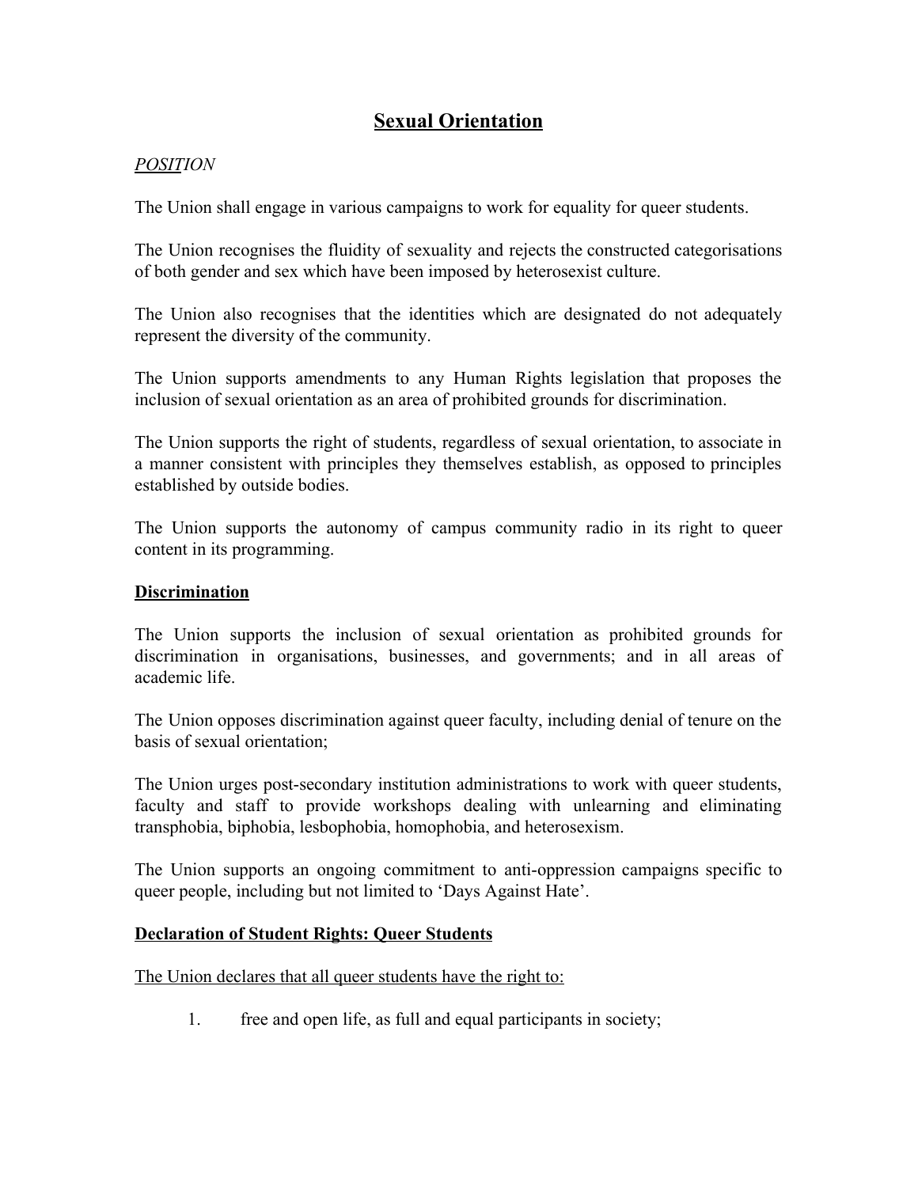# Sexual Orientation

*POSITION*

The Union shall engage in various campaigns to work for equality for queer students.

The Union recognises the fluidity of sexuality and rejects the constructed categorisations of both gender and sex which have been imposed by heterosexist culture.

The Union also recognises that the identities which are designated do not adequately represent the diversity of the community.

The Union supports amendments to any Human Rights legislation that proposes the inclusion of sexual orientation as an area of prohibited grounds for discrimination.

The Union supports the right of students, regardless of sexual orientation, to associate in a manner consistent with principles they themselves establish, as opposed to principles established by outside bodies.

The Union supports the autonomy of campus community radio in its right to queer content in its programming.

## Discrimination

The Union supports the inclusion of sexual orientation as prohibited grounds for discrimination in organisations, businesses, and governments; and in all areas of academic life.

The Union opposes discrimination against queer faculty, including denial of tenure on the basis of sexual orientation;

The Union urges post-secondary institution administrations to work with queer students, faculty and staff to provide workshops dealing with unlearning and eliminating transphobia, biphobia, lesbophobia, homophobia, and heterosexism.

The Union supports an ongoing commitment to anti-oppression campaigns specific to queer people, including but not limited to 'Days Against Hate'.

## Declaration of Student Rights: Queer Students

The Union declares that all queer students have the right to:

1. free and open life, as full and equal participants in society;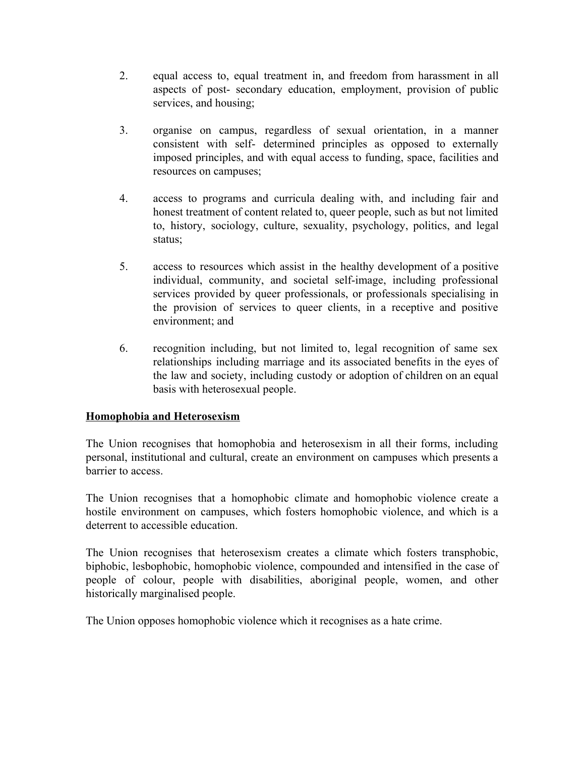2. equal access to, equal treatment in, and freedom from harassment in all aspects of post- secondary education, employment, provision of public services, and housing;

3. organise on campus, regardless of sexual orientation, in a manner consistent with self- determined principles as opposed to externally imposed principles, and with equal access to funding, space, facilities and resources on campuses;

4. access to programs and curricula dealing with, and including fair and honest treatment of content related to, queer people, such as but not limited to, history, sociology, culture, sexuality, psychology, politics, and legal status;

5. access to resources which assist in the healthy development of a positive individual, community, and societal self-image, including professional services provided by queer professionals, or professionals specialising in the provision of services to queer clients, in a receptive and positive environment; and

6. recognition including, but not limited to, legal recognition of same sex relationships including marriage and its associated benefits in the eyes of the law and society, including custody or adoption of children on an equal basis with heterosexual people.

**<u>Homophobia and Heterosexism</u>**

The Union recognises that homophobia and heterosexism in all their forms, including personal, institutional and cultural, create an environment on campuses which presents a barrier to access.

The Union recognises that a homophobic climate and homophobic violence create a hostile environment on campuses, which fosters homophobic violence, and which is a deterrent to accessible education.

The Union recognises that heterosexism creates a climate which fosters transphobic, biphobic, lesbophobic, homophobic violence, compounded and intensified in the case of people of colour, people with disabilities, aboriginal people, women, and other historically marginalised people.

The Union opposes homophobic violence which it recognises as a hate crime.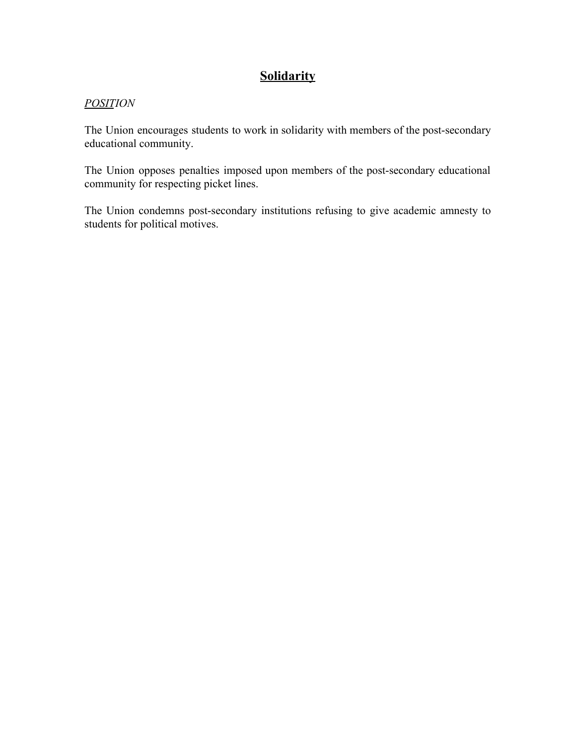# Solidarity

*POSITION*

The Union encourages students to work in solidarity with members of the post-secondary educational community.

The Union opposes penalties imposed upon members of the post-secondary educational community for respecting picket lines.

The Union condemns post-secondary institutions refusing to give academic amnesty to students for political motives.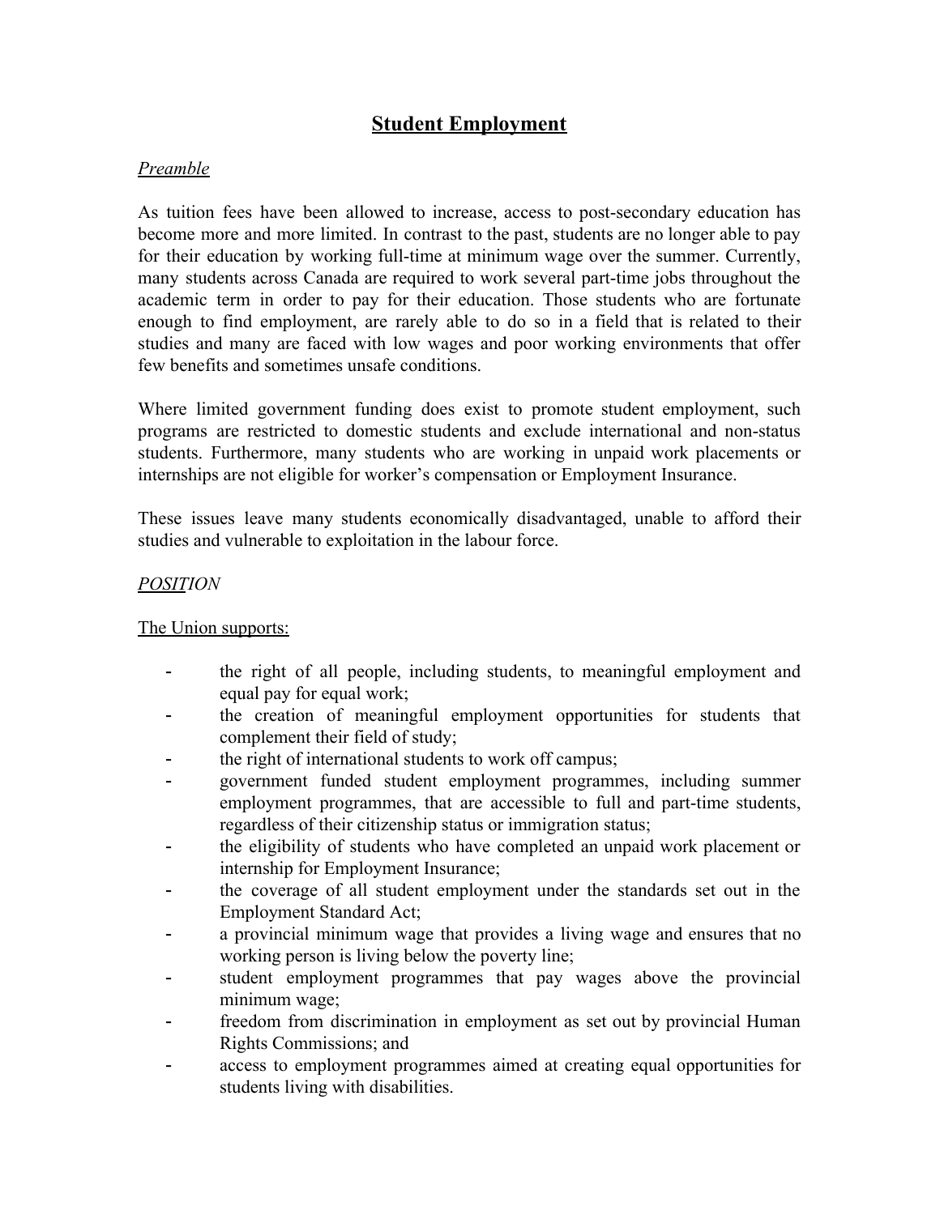# Student Employment

*Preamble*

As tuition fees have been allowed to increase, access to post-secondary education has become more and more limited. In contrast to the past, students are no longer able to pay for their education by working full-time at minimum wage over the summer. Currently, many students across Canada are required to work several part-time jobs throughout the academic term in order to pay for their education. Those students who are fortunate enough to find employment, are rarely able to do so in a field that is related to their studies and many are faced with low wages and poor working environments that offer few benefits and sometimes unsafe conditions.

Where limited government funding does exist to promote student employment, such programs are restricted to domestic students and exclude international and non-status students. Furthermore, many students who are working in unpaid work placements or internships are not eligible for worker's compensation or Employment Insurance.

These issues leave many students economically disadvantaged, unable to afford their studies and vulnerable to exploitation in the labour force.

*POSITION*

The Union supports:

- the right of all people, including students, to meaningful employment and equal pay for equal work;
- the creation of meaningful employment opportunities for students that complement their field of study;
- the right of international students to work off campus;
- government funded student employment programmes, including summer employment programmes, that are accessible to full and part-time students, regardless of their citizenship status or immigration status;
- the eligibility of students who have completed an unpaid work placement or internship for Employment Insurance;
- the coverage of all student employment under the standards set out in the Employment Standard Act;
- a provincial minimum wage that provides a living wage and ensures that no working person is living below the poverty line;
- student employment programmes that pay wages above the provincial minimum wage;
- freedom from discrimination in employment as set out by provincial Human Rights Commissions; and
- access to employment programmes aimed at creating equal opportunities for students living with disabilities.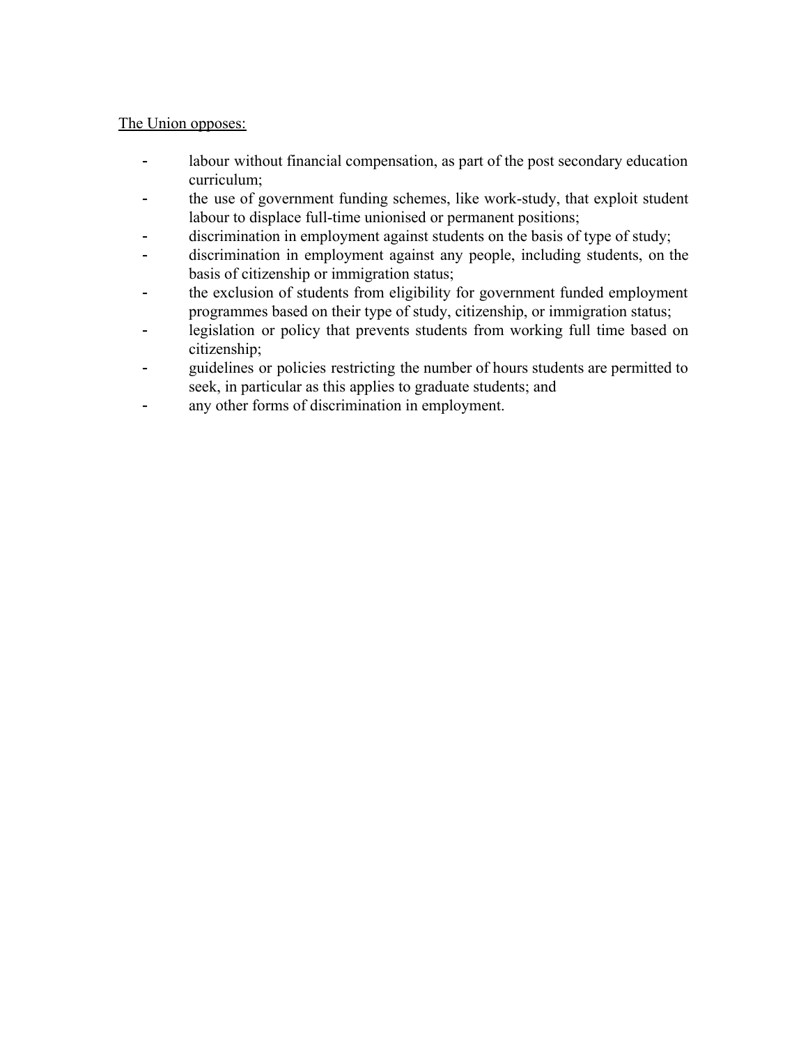<u>The Union opposes:</u>

- labour without financial compensation, as part of the post secondary education curriculum;
- the use of government funding schemes, like work-study, that exploit student labour to displace full-time unionised or permanent positions;
- discrimination in employment against students on the basis of type of study;
- discrimination in employment against any people, including students, on the basis of citizenship or immigration status;
- the exclusion of students from eligibility for government funded employment programmes based on their type of study, citizenship, or immigration status;
- legislation or policy that prevents students from working full time based on citizenship;
- guidelines or policies restricting the number of hours students are permitted to seek, in particular as this applies to graduate students; and
- any other forms of discrimination in employment.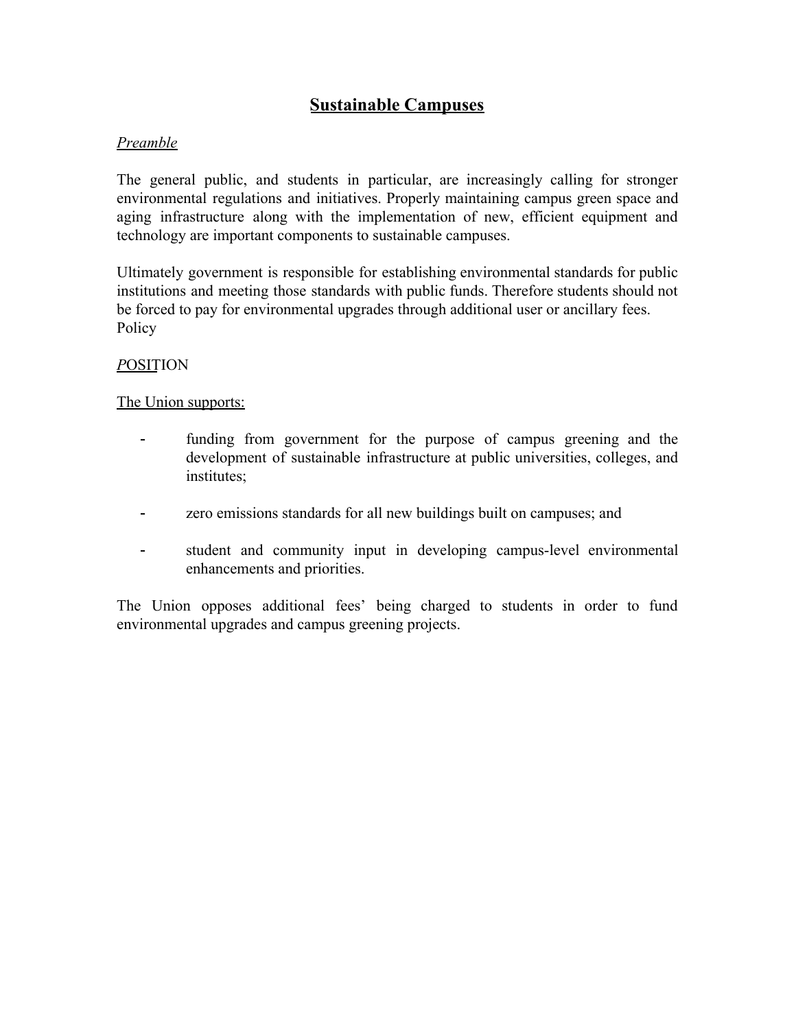# **Sustainable Campuses**

*Preamble*

The general public, and students in particular, are increasingly calling for stronger environmental regulations and initiatives. Properly maintaining campus green space and aging infrastructure along with the implementation of new, efficient equipment and technology are important components to sustainable campuses.

Ultimately government is responsible for establishing environmental standards for public institutions and meeting those standards with public funds. Therefore students should not be forced to pay for environmental upgrades through additional user or ancillary fees.
Policy

POSITION

The Union supports:

- funding from government for the purpose of campus greening and the development of sustainable infrastructure at public universities, colleges, and institutes;
- zero emissions standards for all new buildings built on campuses; and
- student and community input in developing campus-level environmental enhancements and priorities.

The Union opposes additional fees' being charged to students in order to fund environmental upgrades and campus greening projects.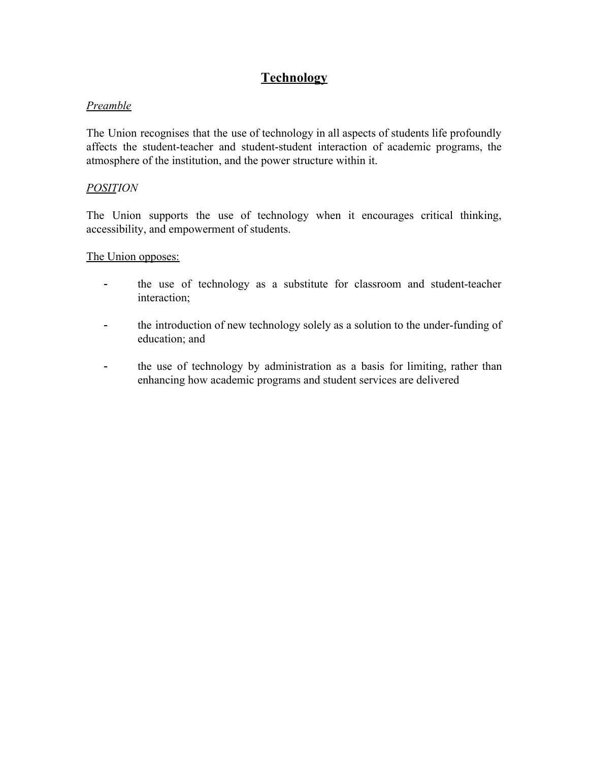# Technology

*Preamble*

The Union recognises that the use of technology in all aspects of students life profoundly affects the student-teacher and student-student interaction of academic programs, the atmosphere of the institution, and the power structure within it.

*POSITION*

The Union supports the use of technology when it encourages critical thinking, accessibility, and empowerment of students.

The Union opposes:

- the use of technology as a substitute for classroom and student-teacher interaction;
- the introduction of new technology solely as a solution to the under-funding of education; and
- the use of technology by administration as a basis for limiting, rather than enhancing how academic programs and student services are delivered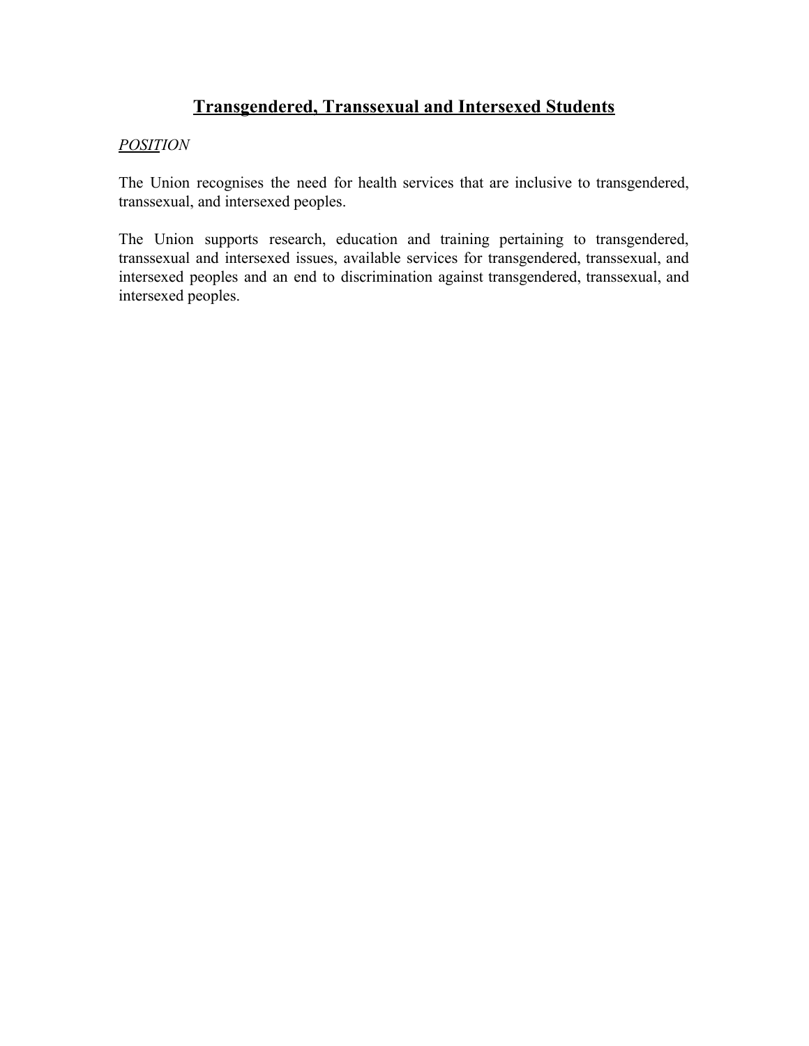## Transgendered, Transsexual and Intersexed Students

*POSITION*

The Union recognises the need for health services that are inclusive to transgendered, transsexual, and intersexed peoples.

The Union supports research, education and training pertaining to transgendered, transsexual and intersexed issues, available services for transgendered, transsexual, and intersexed peoples and an end to discrimination against transgendered, transsexual, and intersexed peoples.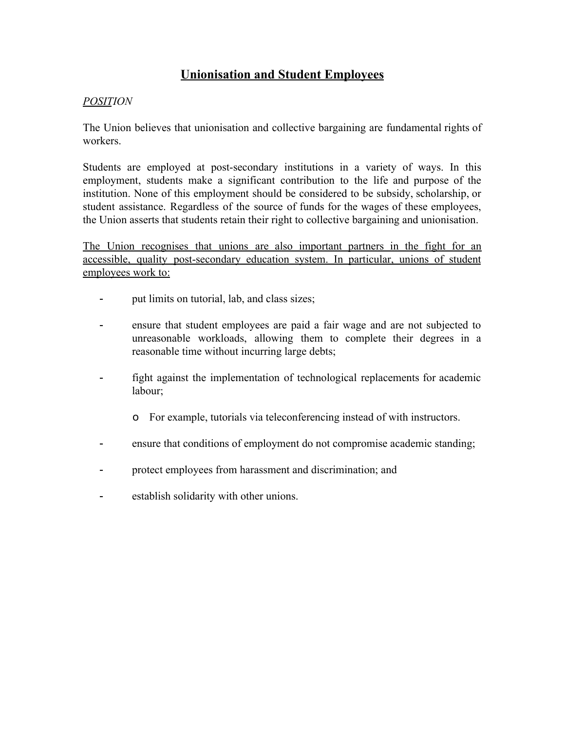## Unionisation and Student Employees

*POSITION*

The Union believes that unionisation and collective bargaining are fundamental rights of workers.

Students are employed at post-secondary institutions in a variety of ways. In this employment, students make a significant contribution to the life and purpose of the institution. None of this employment should be considered to be subsidy, scholarship, or student assistance. Regardless of the source of funds for the wages of these employees, the Union asserts that students retain their right to collective bargaining and unionisation.

<u>The Union recognises that unions are also important partners in the fight for an accessible, quality post-secondary education system. In particular, unions of student employees work to:</u>

- put limits on tutorial, lab, and class sizes;
- ensure that student employees are paid a fair wage and are not subjected to unreasonable workloads, allowing them to complete their degrees in a reasonable time without incurring large debts;
- fight against the implementation of technological replacements for academic labour;
    - For example, tutorials via teleconferencing instead of with instructors.
- ensure that conditions of employment do not compromise academic standing;
- protect employees from harassment and discrimination; and
- establish solidarity with other unions.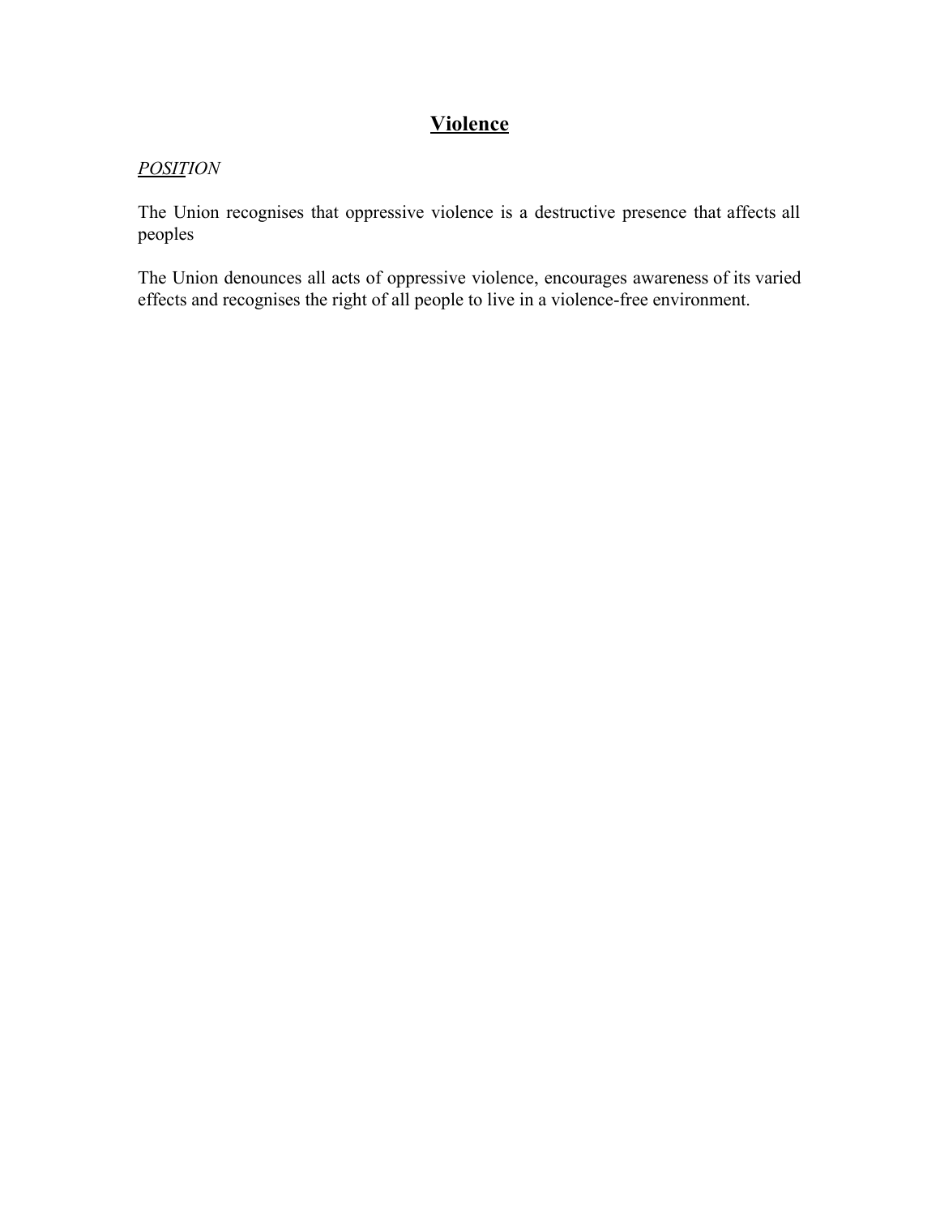# Violence

*POSITION*

The Union recognises that oppressive violence is a destructive presence that affects all peoples

The Union denounces all acts of oppressive violence, encourages awareness of its varied effects and recognises the right of all people to live in a violence-free environment.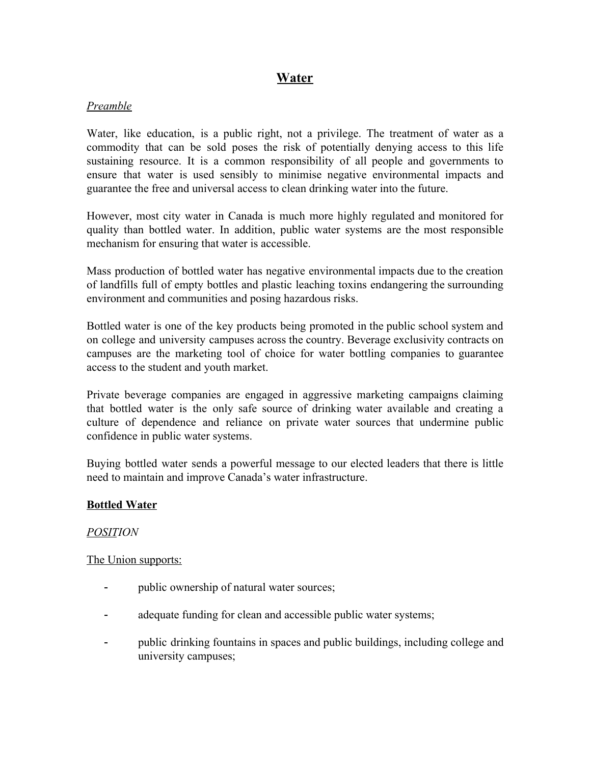# Water

*Preamble*

Water, like education, is a public right, not a privilege. The treatment of water as a commodity that can be sold poses the risk of potentially denying access to this life sustaining resource. It is a common responsibility of all people and governments to ensure that water is used sensibly to minimise negative environmental impacts and guarantee the free and universal access to clean drinking water into the future.

However, most city water in Canada is much more highly regulated and monitored for quality than bottled water. In addition, public water systems are the most responsible mechanism for ensuring that water is accessible.

Mass production of bottled water has negative environmental impacts due to the creation of landfills full of empty bottles and plastic leaching toxins endangering the surrounding environment and communities and posing hazardous risks.

Bottled water is one of the key products being promoted in the public school system and on college and university campuses across the country. Beverage exclusivity contracts on campuses are the marketing tool of choice for water bottling companies to guarantee access to the student and youth market.

Private beverage companies are engaged in aggressive marketing campaigns claiming that bottled water is the only safe source of drinking water available and creating a culture of dependence and reliance on private water sources that undermine public confidence in public water systems.

Buying bottled water sends a powerful message to our elected leaders that there is little need to maintain and improve Canada's water infrastructure.

## Bottled Water

*POSITION*

The Union supports:

- public ownership of natural water sources;
- adequate funding for clean and accessible public water systems;
- public drinking fountains in spaces and public buildings, including college and university campuses;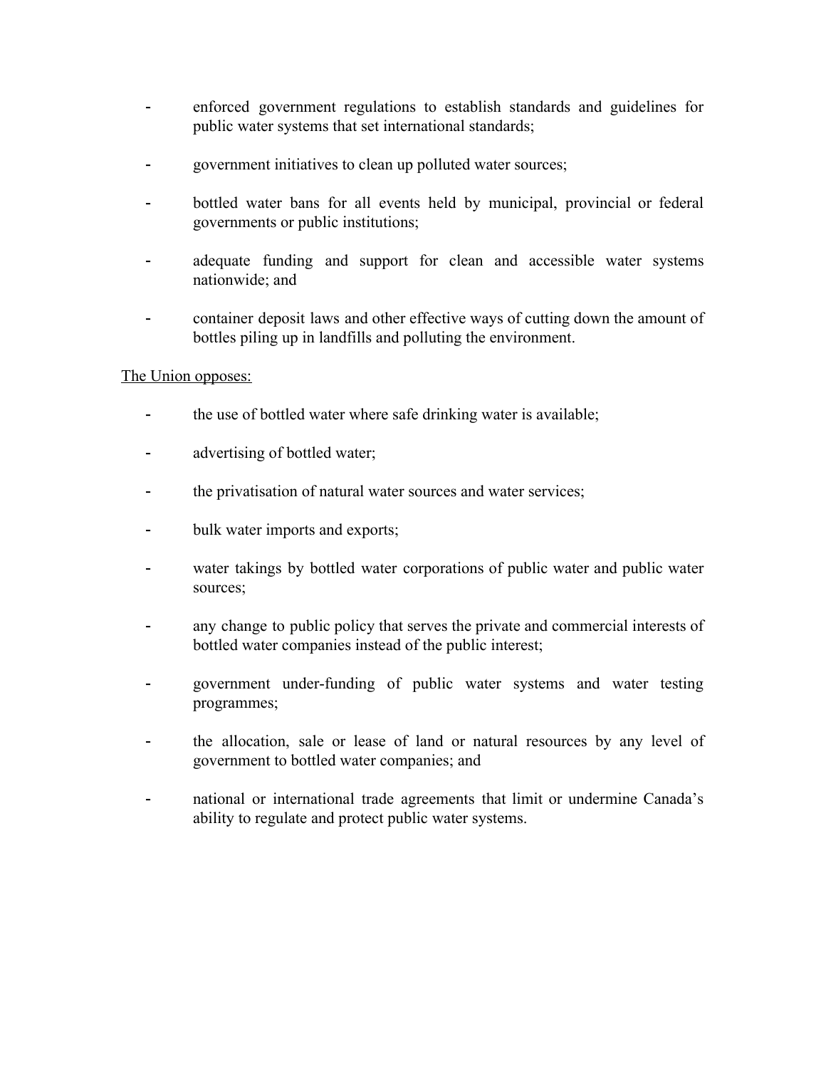- enforced government regulations to establish standards and guidelines for public water systems that set international standards;
- government initiatives to clean up polluted water sources;
- bottled water bans for all events held by municipal, provincial or federal governments or public institutions;
- adequate funding and support for clean and accessible water systems nationwide; and
- container deposit laws and other effective ways of cutting down the amount of bottles piling up in landfills and polluting the environment.

<u>The Union opposes:</u>

- the use of bottled water where safe drinking water is available;
- advertising of bottled water;
- the privatisation of natural water sources and water services;
- bulk water imports and exports;
- water takings by bottled water corporations of public water and public water sources;
- any change to public policy that serves the private and commercial interests of bottled water companies instead of the public interest;
- government under-funding of public water systems and water testing programmes;
- the allocation, sale or lease of land or natural resources by any level of government to bottled water companies; and
- national or international trade agreements that limit or undermine Canada's ability to regulate and protect public water systems.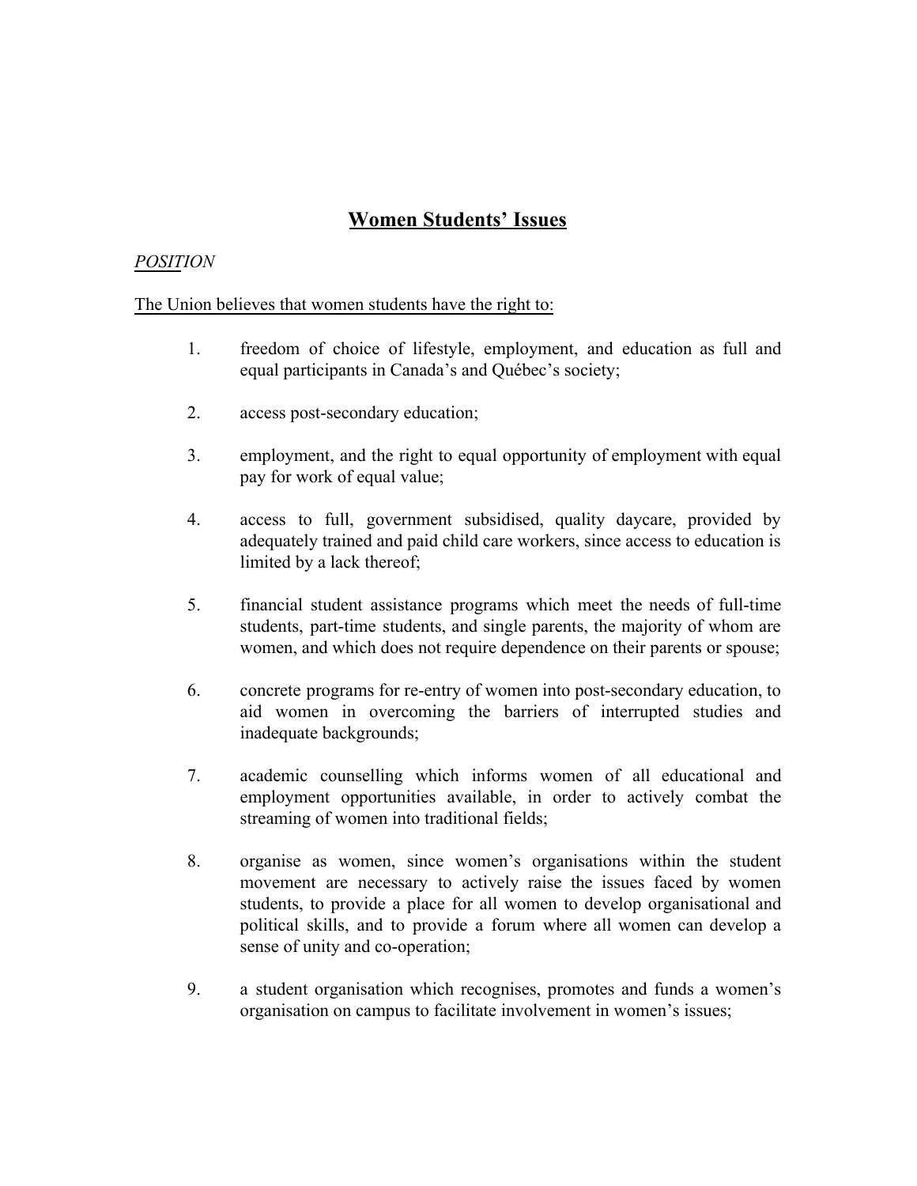## Women Students' Issues

*POSITION*

The Union believes that women students have the right to:

1. freedom of choice of lifestyle, employment, and education as full and equal participants in Canada's and Québec's society;

2. access post-secondary education;

3. employment, and the right to equal opportunity of employment with equal pay for work of equal value;

4. access to full, government subsidised, quality daycare, provided by adequately trained and paid child care workers, since access to education is limited by a lack thereof;

5. financial student assistance programs which meet the needs of full-time students, part-time students, and single parents, the majority of whom are women, and which does not require dependence on their parents or spouse;

6. concrete programs for re-entry of women into post-secondary education, to aid women in overcoming the barriers of interrupted studies and inadequate backgrounds;

7. academic counselling which informs women of all educational and employment opportunities available, in order to actively combat the streaming of women into traditional fields;

8. organise as women, since women's organisations within the student movement are necessary to actively raise the issues faced by women students, to provide a place for all women to develop organisational and political skills, and to provide a forum where all women can develop a sense of unity and co-operation;

9. a student organisation which recognises, promotes and funds a women's organisation on campus to facilitate involvement in women's issues;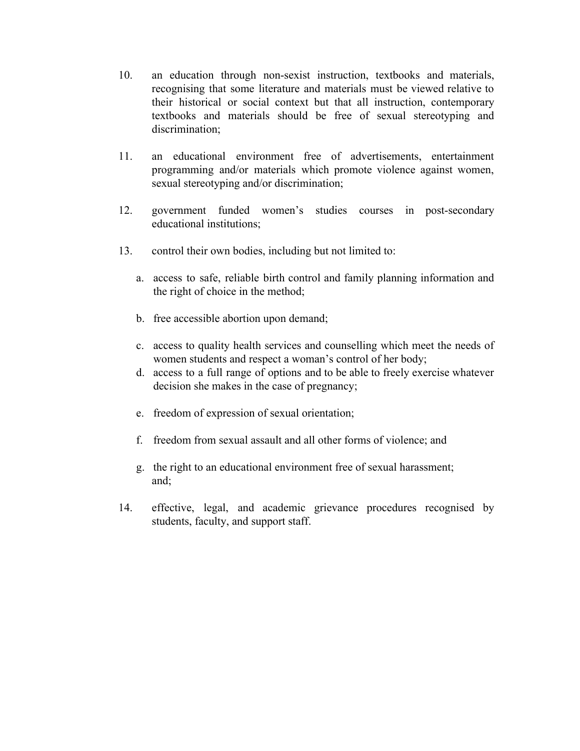10. an education through non-sexist instruction, textbooks and materials, recognising that some literature and materials must be viewed relative to their historical or social context but that all instruction, contemporary textbooks and materials should be free of sexual stereotyping and discrimination;

11. an educational environment free of advertisements, entertainment programming and/or materials which promote violence against women, sexual stereotyping and/or discrimination;

12. government funded women's studies courses in post-secondary educational institutions;

13. control their own bodies, including but not limited to:

    a. access to safe, reliable birth control and family planning information and the right of choice in the method;

    b. free accessible abortion upon demand;

    c. access to quality health services and counselling which meet the needs of women students and respect a woman's control of her body;

    d. access to a full range of options and to be able to freely exercise whatever decision she makes in the case of pregnancy;

    e. freedom of expression of sexual orientation;

    f. freedom from sexual assault and all other forms of violence; and

    g. the right to an educational environment free of sexual harassment; and;

14. effective, legal, and academic grievance procedures recognised by students, faculty, and support staff.